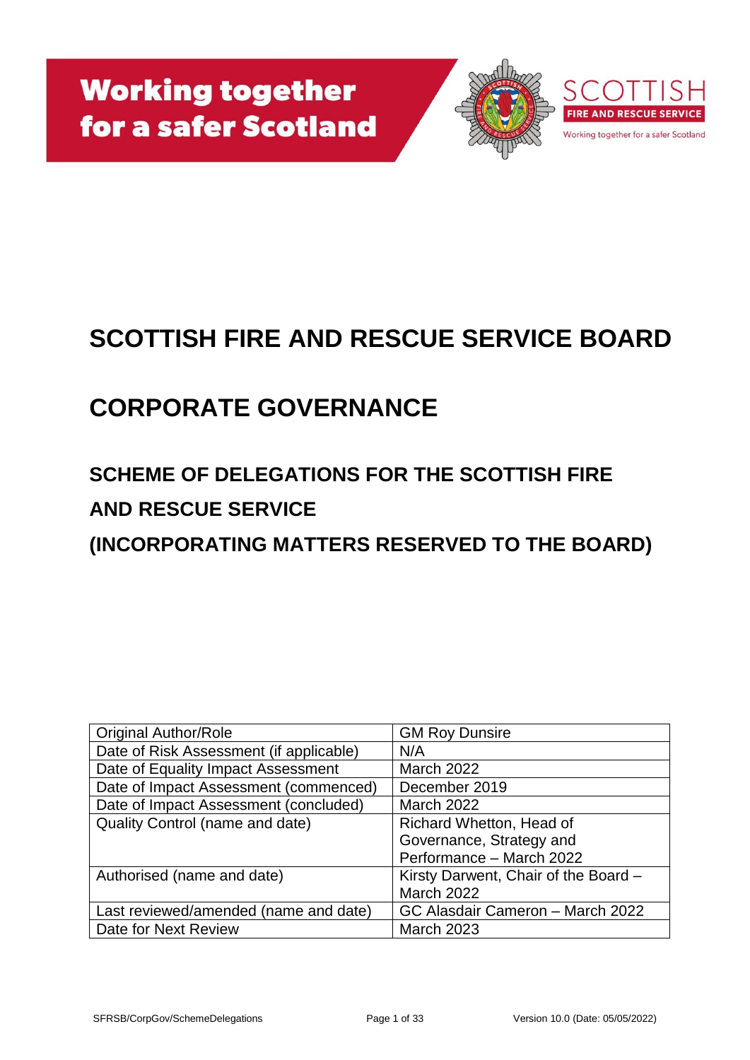Working together for a safer Scotland

SCOTTISH FIRE AND RESCUE SERVICE

Working together for a safer Scotland

# SCOTTISH FIRE AND RESCUE SERVICE BOARD

# CORPORATE GOVERNANCE

## SCHEME OF DELEGATIONS FOR THE SCOTTISH FIRE AND RESCUE SERVICE

## (INCORPORATING MATTERS RESERVED TO THE BOARD)

| Original Author/Role | GM Roy Dunsire |
|---|---|
| Date of Risk Assessment (if applicable) | N/A |
| Date of Equality Impact Assessment | March 2022 |
| Date of Impact Assessment (commenced) | December 2019 |
| Date of Impact Assessment (concluded) | March 2022 |
| Quality Control (name and date) | Richard Whetton, Head of Governance, Strategy and Performance – March 2022 |
| Authorised (name and date) | Kirsty Darwent, Chair of the Board – March 2022 |
| Last reviewed/amended (name and date) | GC Alasdair Cameron – March 2022 |
| Date for Next Review | March 2023 |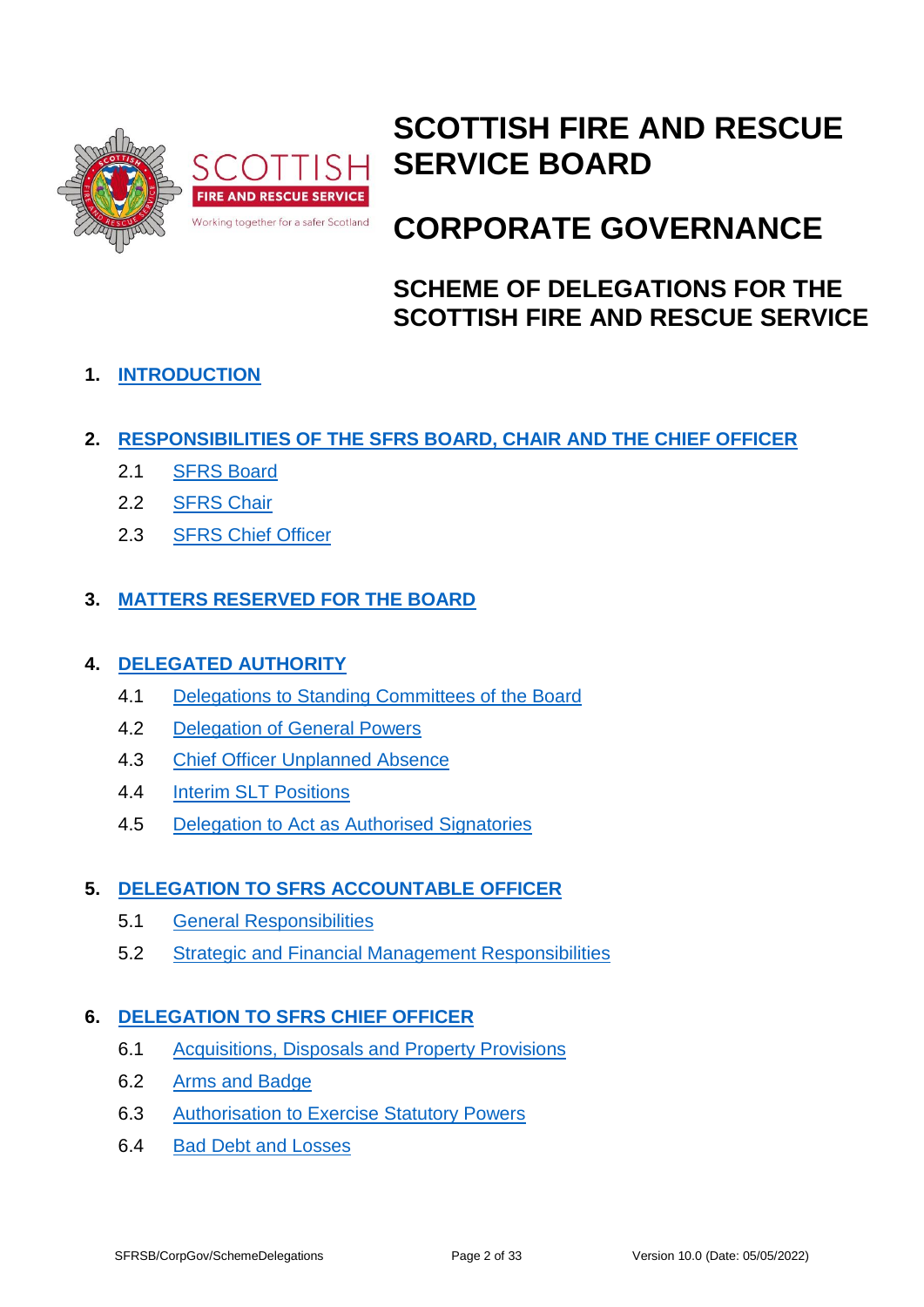# SCOTTISH FIRE AND RESCUE SERVICE BOARD

# CORPORATE GOVERNANCE

## SCHEME OF DELEGATIONS FOR THE SCOTTISH FIRE AND RESCUE SERVICE

**1. INTRODUCTION**

**2. RESPONSIBILITIES OF THE SFRS BOARD, CHAIR AND THE CHIEF OFFICER**

- 2.1 SFRS Board
- 2.2 SFRS Chair
- 2.3 SFRS Chief Officer

**3. MATTERS RESERVED FOR THE BOARD**

**4. DELEGATED AUTHORITY**

- 4.1 Delegations to Standing Committees of the Board
- 4.2 Delegation of General Powers
- 4.3 Chief Officer Unplanned Absence
- 4.4 Interim SLT Positions
- 4.5 Delegation to Act as Authorised Signatories

**5. DELEGATION TO SFRS ACCOUNTABLE OFFICER**

- 5.1 General Responsibilities
- 5.2 Strategic and Financial Management Responsibilities

**6. DELEGATION TO SFRS CHIEF OFFICER**

- 6.1 Acquisitions, Disposals and Property Provisions
- 6.2 Arms and Badge
- 6.3 Authorisation to Exercise Statutory Powers
- 6.4 Bad Debt and Losses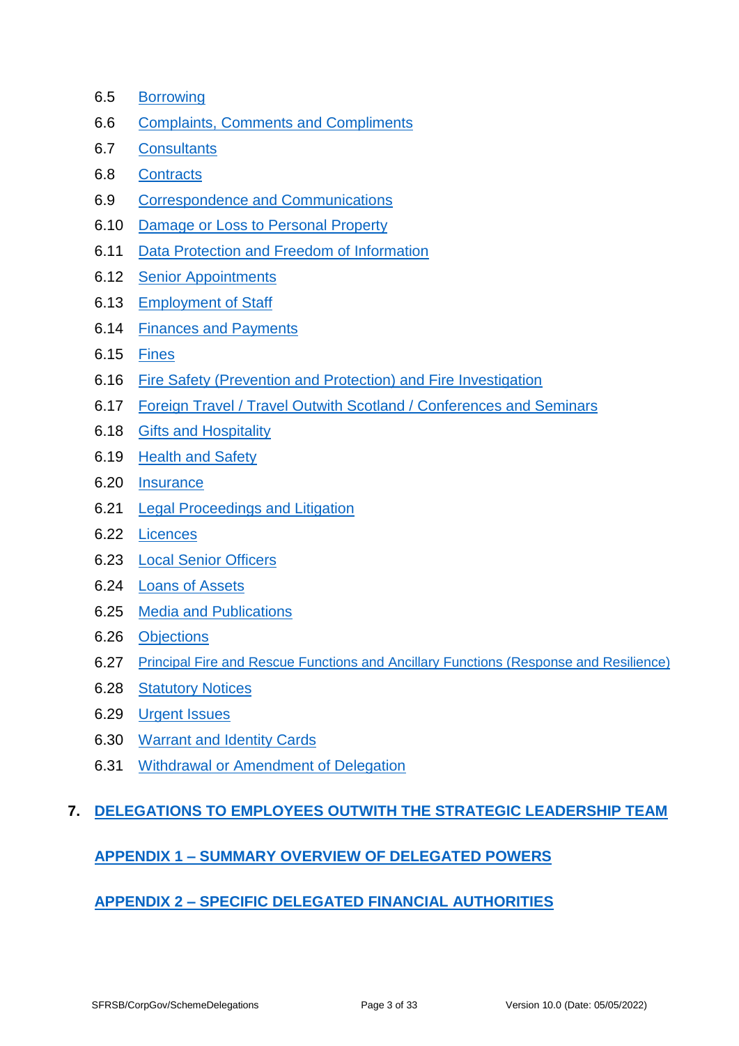6.5 Borrowing

6.6 Complaints, Comments and Compliments

6.7 Consultants

6.8 Contracts

6.9 Correspondence and Communications

6.10 Damage or Loss to Personal Property

6.11 Data Protection and Freedom of Information

6.12 Senior Appointments

6.13 Employment of Staff

6.14 Finances and Payments

6.15 Fines

6.16 Fire Safety (Prevention and Protection) and Fire Investigation

6.17 Foreign Travel / Travel Outwith Scotland / Conferences and Seminars

6.18 Gifts and Hospitality

6.19 Health and Safety

6.20 Insurance

6.21 Legal Proceedings and Litigation

6.22 Licences

6.23 Local Senior Officers

6.24 Loans of Assets

6.25 Media and Publications

6.26 Objections

6.27 Principal Fire and Rescue Functions and Ancillary Functions (Response and Resilience)

6.28 Statutory Notices

6.29 Urgent Issues

6.30 Warrant and Identity Cards

6.31 Withdrawal or Amendment of Delegation

**7. DELEGATIONS TO EMPLOYEES OUTWITH THE STRATEGIC LEADERSHIP TEAM**

**APPENDIX 1 – SUMMARY OVERVIEW OF DELEGATED POWERS**

**APPENDIX 2 – SPECIFIC DELEGATED FINANCIAL AUTHORITIES**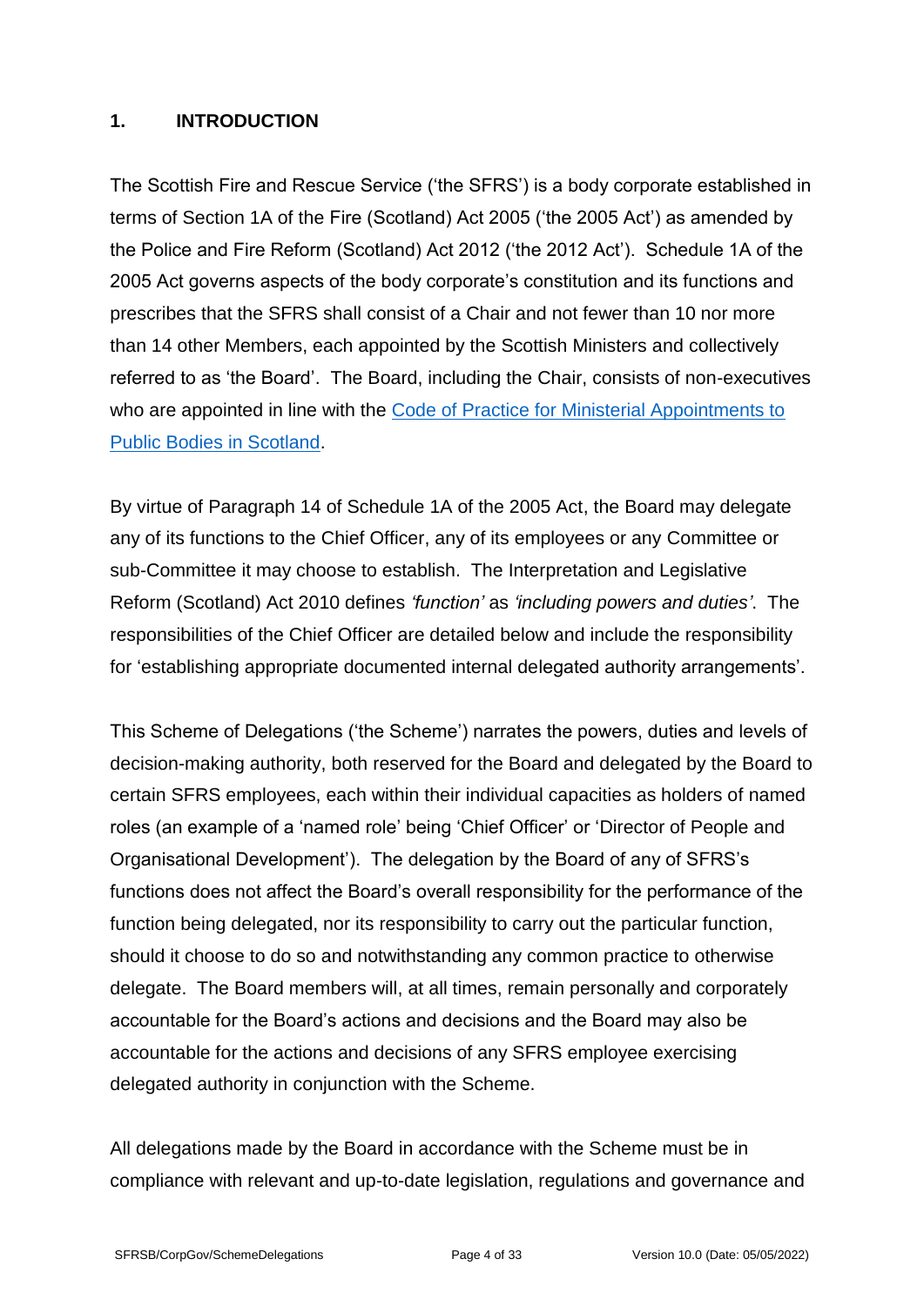## 1. INTRODUCTION

The Scottish Fire and Rescue Service ('the SFRS') is a body corporate established in terms of Section 1A of the Fire (Scotland) Act 2005 ('the 2005 Act') as amended by the Police and Fire Reform (Scotland) Act 2012 ('the 2012 Act'). Schedule 1A of the 2005 Act governs aspects of the body corporate's constitution and its functions and prescribes that the SFRS shall consist of a Chair and not fewer than 10 nor more than 14 other Members, each appointed by the Scottish Ministers and collectively referred to as 'the Board'. The Board, including the Chair, consists of non-executives who are appointed in line with the [Code of Practice for Ministerial Appointments to Public Bodies in Scotland](#).

By virtue of Paragraph 14 of Schedule 1A of the 2005 Act, the Board may delegate any of its functions to the Chief Officer, any of its employees or any Committee or sub-Committee it may choose to establish. The Interpretation and Legislative Reform (Scotland) Act 2010 defines *'function'* as *'including powers and duties'*. The responsibilities of the Chief Officer are detailed below and include the responsibility for 'establishing appropriate documented internal delegated authority arrangements'.

This Scheme of Delegations ('the Scheme') narrates the powers, duties and levels of decision-making authority, both reserved for the Board and delegated by the Board to certain SFRS employees, each within their individual capacities as holders of named roles (an example of a 'named role' being 'Chief Officer' or 'Director of People and Organisational Development'). The delegation by the Board of any of SFRS's functions does not affect the Board's overall responsibility for the performance of the function being delegated, nor its responsibility to carry out the particular function, should it choose to do so and notwithstanding any common practice to otherwise delegate. The Board members will, at all times, remain personally and corporately accountable for the Board's actions and decisions and the Board may also be accountable for the actions and decisions of any SFRS employee exercising delegated authority in conjunction with the Scheme.

All delegations made by the Board in accordance with the Scheme must be in compliance with relevant and up-to-date legislation, regulations and governance and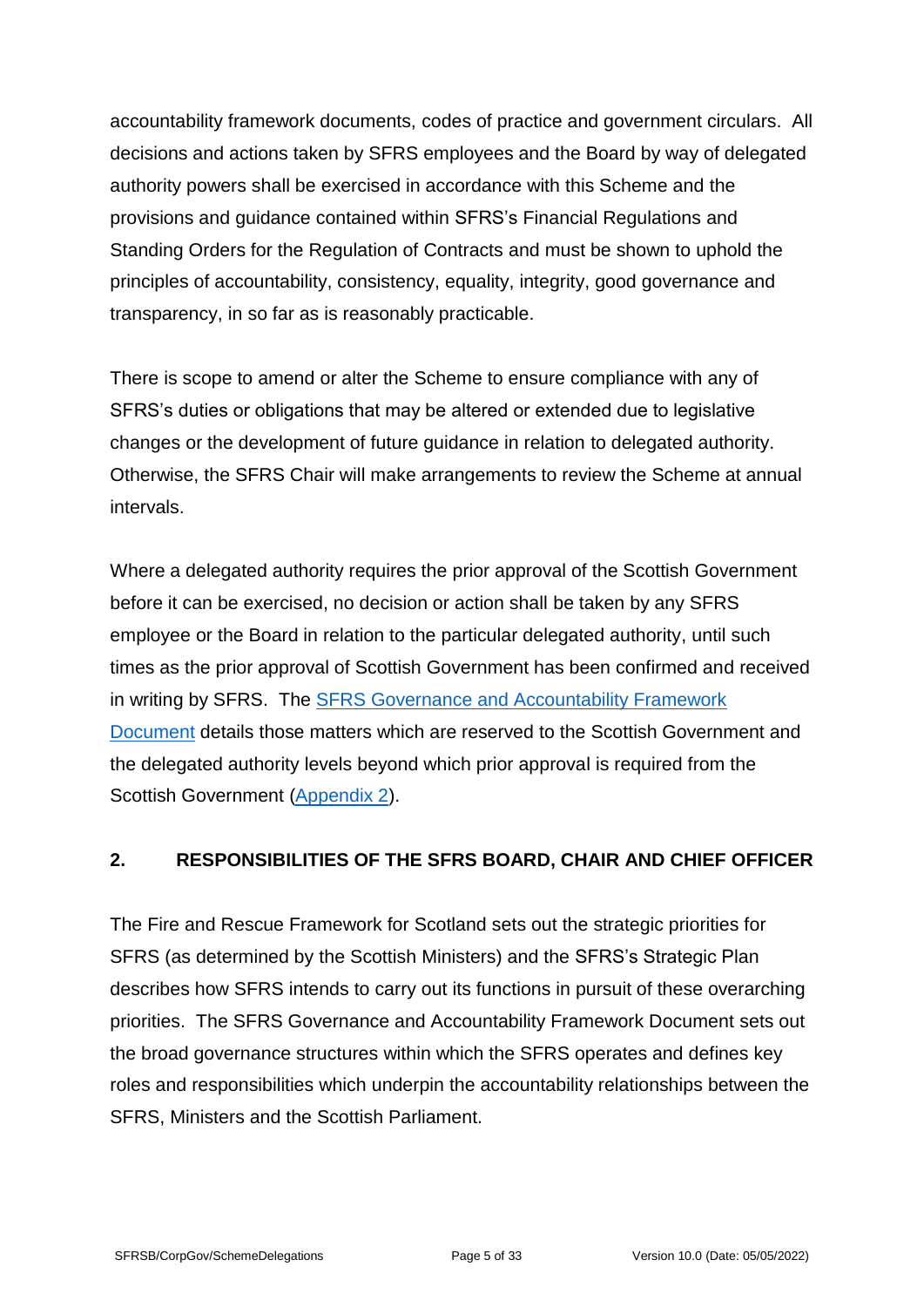accountability framework documents, codes of practice and government circulars. All decisions and actions taken by SFRS employees and the Board by way of delegated authority powers shall be exercised in accordance with this Scheme and the provisions and guidance contained within SFRS's Financial Regulations and Standing Orders for the Regulation of Contracts and must be shown to uphold the principles of accountability, consistency, equality, integrity, good governance and transparency, in so far as is reasonably practicable.

There is scope to amend or alter the Scheme to ensure compliance with any of SFRS's duties or obligations that may be altered or extended due to legislative changes or the development of future guidance in relation to delegated authority. Otherwise, the SFRS Chair will make arrangements to review the Scheme at annual intervals.

Where a delegated authority requires the prior approval of the Scottish Government before it can be exercised, no decision or action shall be taken by any SFRS employee or the Board in relation to the particular delegated authority, until such times as the prior approval of Scottish Government has been confirmed and received in writing by SFRS. The SFRS Governance and Accountability Framework Document details those matters which are reserved to the Scottish Government and the delegated authority levels beyond which prior approval is required from the Scottish Government (Appendix 2).

## 2. RESPONSIBILITIES OF THE SFRS BOARD, CHAIR AND CHIEF OFFICER

The Fire and Rescue Framework for Scotland sets out the strategic priorities for SFRS (as determined by the Scottish Ministers) and the SFRS's Strategic Plan describes how SFRS intends to carry out its functions in pursuit of these overarching priorities. The SFRS Governance and Accountability Framework Document sets out the broad governance structures within which the SFRS operates and defines key roles and responsibilities which underpin the accountability relationships between the SFRS, Ministers and the Scottish Parliament.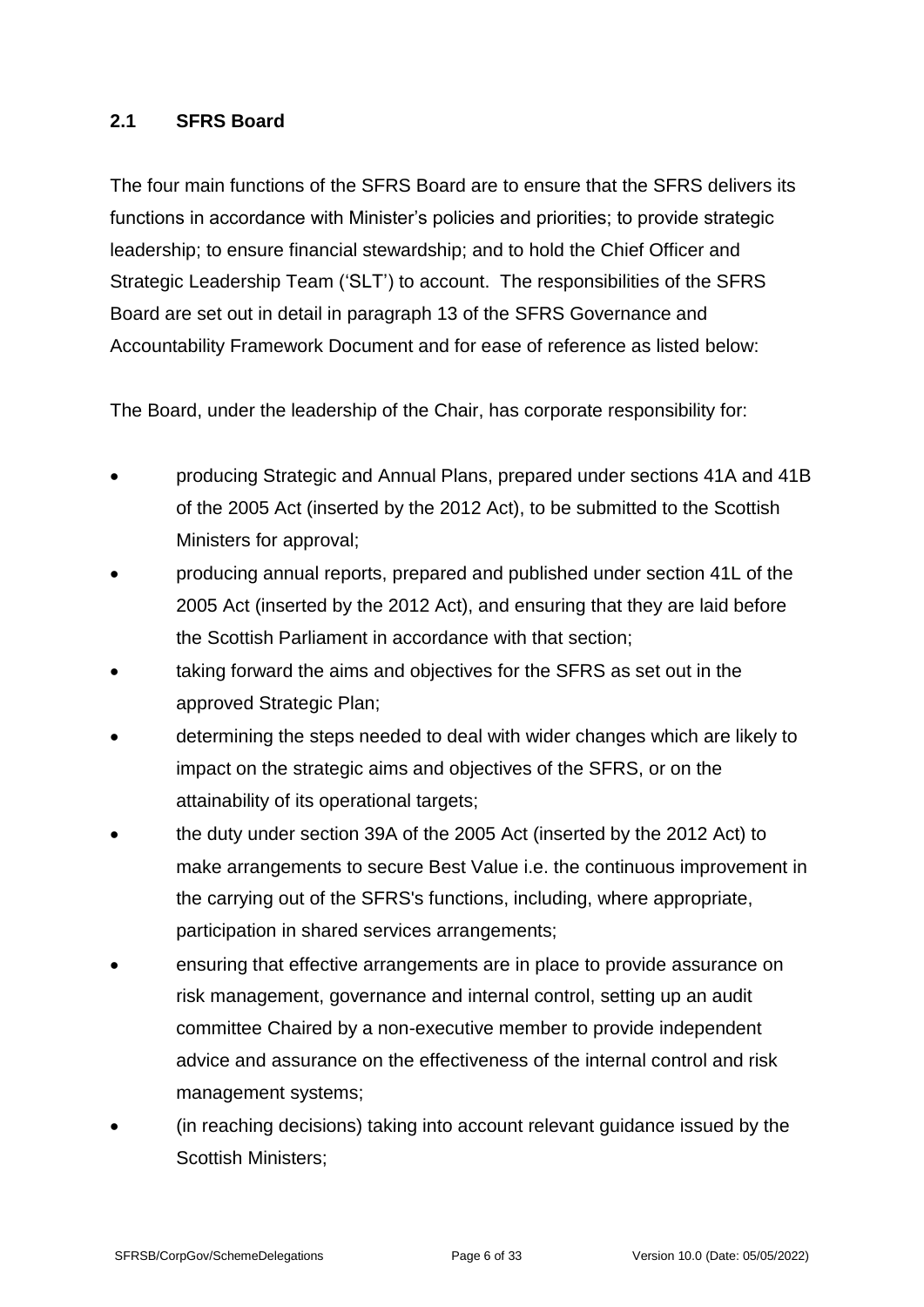## 2.1 SFRS Board

The four main functions of the SFRS Board are to ensure that the SFRS delivers its functions in accordance with Minister's policies and priorities; to provide strategic leadership; to ensure financial stewardship; and to hold the Chief Officer and Strategic Leadership Team ('SLT') to account. The responsibilities of the SFRS Board are set out in detail in paragraph 13 of the SFRS Governance and Accountability Framework Document and for ease of reference as listed below:

The Board, under the leadership of the Chair, has corporate responsibility for:

- producing Strategic and Annual Plans, prepared under sections 41A and 41B of the 2005 Act (inserted by the 2012 Act), to be submitted to the Scottish Ministers for approval;
- producing annual reports, prepared and published under section 41L of the 2005 Act (inserted by the 2012 Act), and ensuring that they are laid before the Scottish Parliament in accordance with that section;
- taking forward the aims and objectives for the SFRS as set out in the approved Strategic Plan;
- determining the steps needed to deal with wider changes which are likely to impact on the strategic aims and objectives of the SFRS, or on the attainability of its operational targets;
- the duty under section 39A of the 2005 Act (inserted by the 2012 Act) to make arrangements to secure Best Value i.e. the continuous improvement in the carrying out of the SFRS's functions, including, where appropriate, participation in shared services arrangements;
- ensuring that effective arrangements are in place to provide assurance on risk management, governance and internal control, setting up an audit committee Chaired by a non-executive member to provide independent advice and assurance on the effectiveness of the internal control and risk management systems;
- (in reaching decisions) taking into account relevant guidance issued by the Scottish Ministers;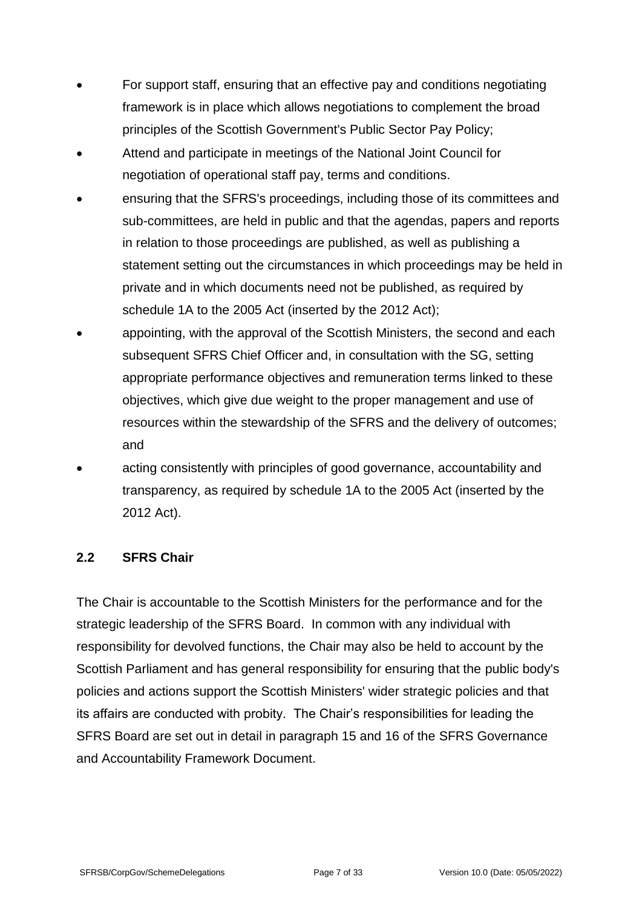- For support staff, ensuring that an effective pay and conditions negotiating framework is in place which allows negotiations to complement the broad principles of the Scottish Government's Public Sector Pay Policy;
- Attend and participate in meetings of the National Joint Council for negotiation of operational staff pay, terms and conditions.
- ensuring that the SFRS's proceedings, including those of its committees and sub-committees, are held in public and that the agendas, papers and reports in relation to those proceedings are published, as well as publishing a statement setting out the circumstances in which proceedings may be held in private and in which documents need not be published, as required by schedule 1A to the 2005 Act (inserted by the 2012 Act);
- appointing, with the approval of the Scottish Ministers, the second and each subsequent SFRS Chief Officer and, in consultation with the SG, setting appropriate performance objectives and remuneration terms linked to these objectives, which give due weight to the proper management and use of resources within the stewardship of the SFRS and the delivery of outcomes; and
- acting consistently with principles of good governance, accountability and transparency, as required by schedule 1A to the 2005 Act (inserted by the 2012 Act).

### 2.2 SFRS Chair

The Chair is accountable to the Scottish Ministers for the performance and for the strategic leadership of the SFRS Board. In common with any individual with responsibility for devolved functions, the Chair may also be held to account by the Scottish Parliament and has general responsibility for ensuring that the public body's policies and actions support the Scottish Ministers' wider strategic policies and that its affairs are conducted with probity. The Chair's responsibilities for leading the SFRS Board are set out in detail in paragraph 15 and 16 of the SFRS Governance and Accountability Framework Document.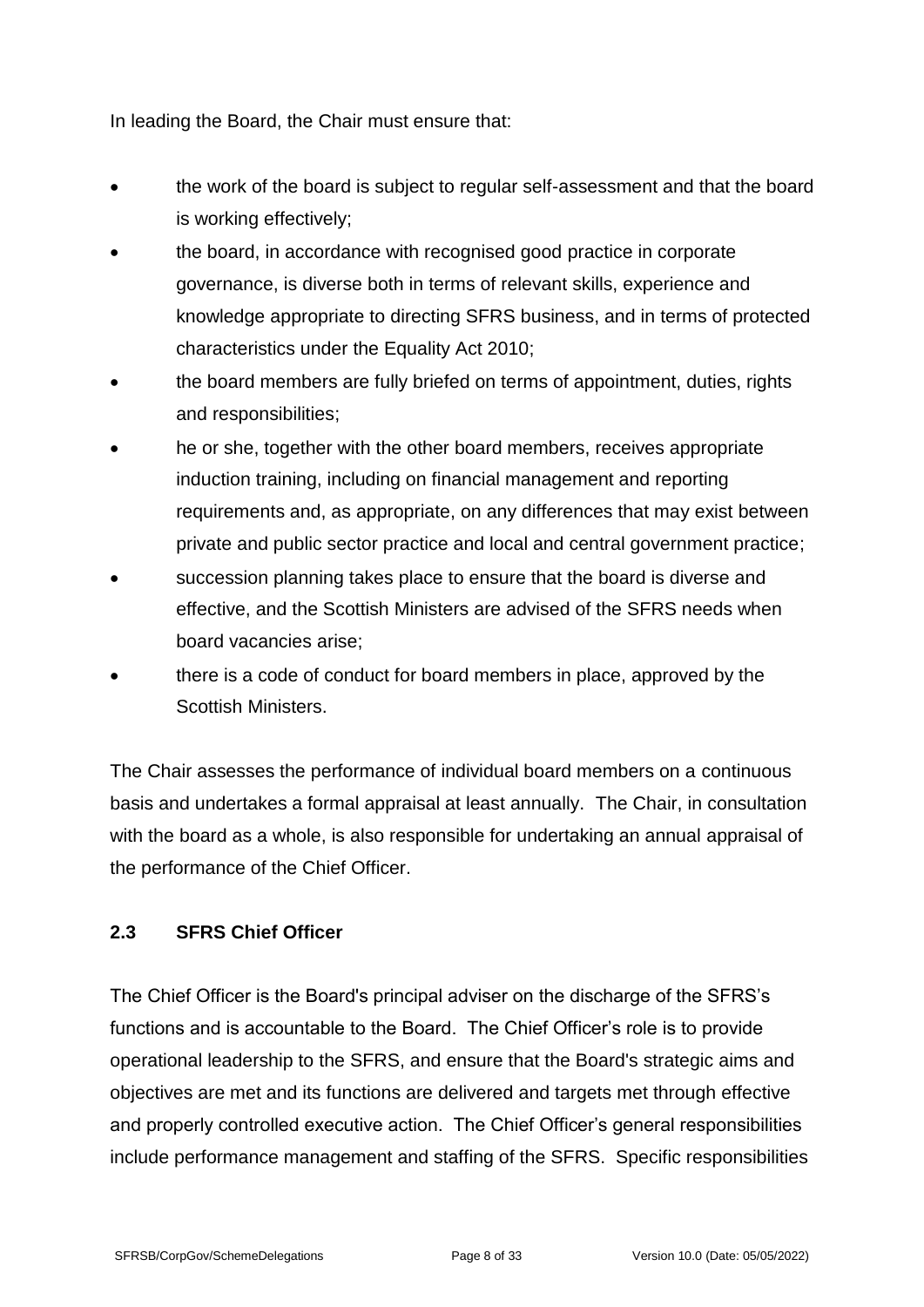In leading the Board, the Chair must ensure that:

- the work of the board is subject to regular self-assessment and that the board is working effectively;
- the board, in accordance with recognised good practice in corporate governance, is diverse both in terms of relevant skills, experience and knowledge appropriate to directing SFRS business, and in terms of protected characteristics under the Equality Act 2010;
- the board members are fully briefed on terms of appointment, duties, rights and responsibilities;
- he or she, together with the other board members, receives appropriate induction training, including on financial management and reporting requirements and, as appropriate, on any differences that may exist between private and public sector practice and local and central government practice;
- succession planning takes place to ensure that the board is diverse and effective, and the Scottish Ministers are advised of the SFRS needs when board vacancies arise;
- there is a code of conduct for board members in place, approved by the Scottish Ministers.

The Chair assesses the performance of individual board members on a continuous basis and undertakes a formal appraisal at least annually. The Chair, in consultation with the board as a whole, is also responsible for undertaking an annual appraisal of the performance of the Chief Officer.

### 2.3 SFRS Chief Officer

The Chief Officer is the Board's principal adviser on the discharge of the SFRS's functions and is accountable to the Board. The Chief Officer's role is to provide operational leadership to the SFRS, and ensure that the Board's strategic aims and objectives are met and its functions are delivered and targets met through effective and properly controlled executive action. The Chief Officer's general responsibilities include performance management and staffing of the SFRS. Specific responsibilities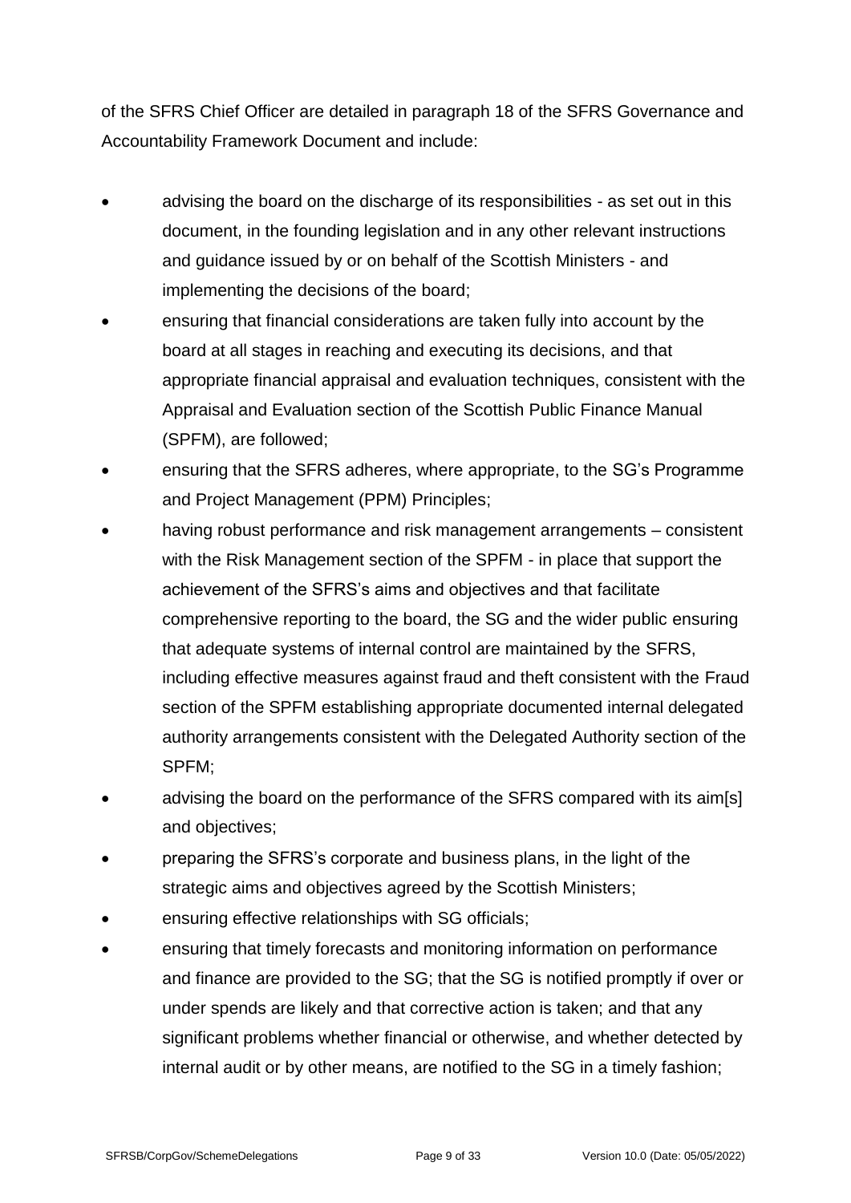of the SFRS Chief Officer are detailed in paragraph 18 of the SFRS Governance and Accountability Framework Document and include:

- advising the board on the discharge of its responsibilities - as set out in this document, in the founding legislation and in any other relevant instructions and guidance issued by or on behalf of the Scottish Ministers - and implementing the decisions of the board;
- ensuring that financial considerations are taken fully into account by the board at all stages in reaching and executing its decisions, and that appropriate financial appraisal and evaluation techniques, consistent with the Appraisal and Evaluation section of the Scottish Public Finance Manual (SPFM), are followed;
- ensuring that the SFRS adheres, where appropriate, to the SG's Programme and Project Management (PPM) Principles;
- having robust performance and risk management arrangements – consistent with the Risk Management section of the SPFM - in place that support the achievement of the SFRS's aims and objectives and that facilitate comprehensive reporting to the board, the SG and the wider public ensuring that adequate systems of internal control are maintained by the SFRS, including effective measures against fraud and theft consistent with the Fraud section of the SPFM establishing appropriate documented internal delegated authority arrangements consistent with the Delegated Authority section of the SPFM;
- advising the board on the performance of the SFRS compared with its aim[s] and objectives;
- preparing the SFRS's corporate and business plans, in the light of the strategic aims and objectives agreed by the Scottish Ministers;
- ensuring effective relationships with SG officials;
- ensuring that timely forecasts and monitoring information on performance and finance are provided to the SG; that the SG is notified promptly if over or under spends are likely and that corrective action is taken; and that any significant problems whether financial or otherwise, and whether detected by internal audit or by other means, are notified to the SG in a timely fashion;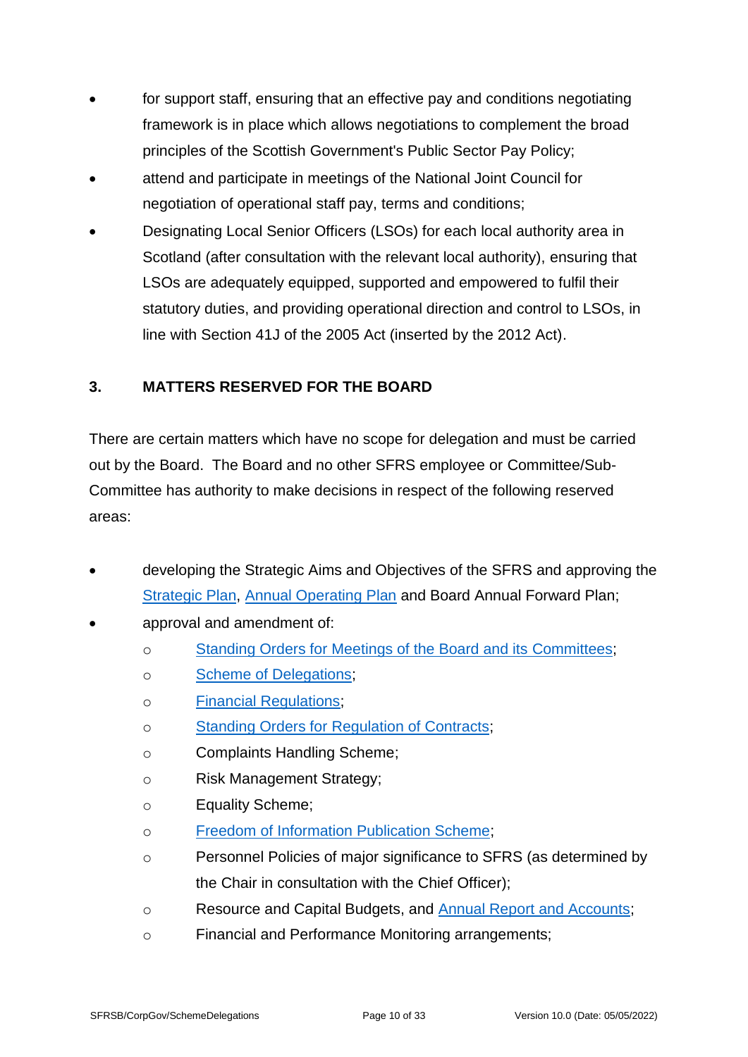- for support staff, ensuring that an effective pay and conditions negotiating framework is in place which allows negotiations to complement the broad principles of the Scottish Government's Public Sector Pay Policy;
- attend and participate in meetings of the National Joint Council for negotiation of operational staff pay, terms and conditions;
- Designating Local Senior Officers (LSOs) for each local authority area in Scotland (after consultation with the relevant local authority), ensuring that LSOs are adequately equipped, supported and empowered to fulfil their statutory duties, and providing operational direction and control to LSOs, in line with Section 41J of the 2005 Act (inserted by the 2012 Act).

## 3. MATTERS RESERVED FOR THE BOARD

There are certain matters which have no scope for delegation and must be carried out by the Board. The Board and no other SFRS employee or Committee/Sub-Committee has authority to make decisions in respect of the following reserved areas:

- developing the Strategic Aims and Objectives of the SFRS and approving the Strategic Plan, Annual Operating Plan and Board Annual Forward Plan;
- approval and amendment of:
  - Standing Orders for Meetings of the Board and its Committees;
  - Scheme of Delegations;
  - Financial Regulations;
  - Standing Orders for Regulation of Contracts;
  - Complaints Handling Scheme;
  - Risk Management Strategy;
  - Equality Scheme;
  - Freedom of Information Publication Scheme;
  - Personnel Policies of major significance to SFRS (as determined by the Chair in consultation with the Chief Officer);
  - Resource and Capital Budgets, and Annual Report and Accounts;
  - Financial and Performance Monitoring arrangements;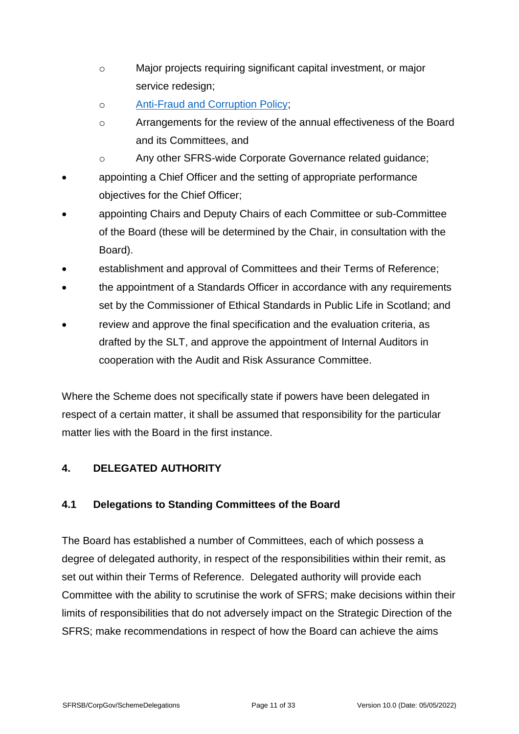- Major projects requiring significant capital investment, or major service redesign;
    - [Anti-Fraud and Corruption Policy](#);
    - Arrangements for the review of the annual effectiveness of the Board and its Committees, and
    - Any other SFRS-wide Corporate Governance related guidance;
- appointing a Chief Officer and the setting of appropriate performance objectives for the Chief Officer;
- appointing Chairs and Deputy Chairs of each Committee or sub-Committee of the Board (these will be determined by the Chair, in consultation with the Board).
- establishment and approval of Committees and their Terms of Reference;
- the appointment of a Standards Officer in accordance with any requirements set by the Commissioner of Ethical Standards in Public Life in Scotland; and
- review and approve the final specification and the evaluation criteria, as drafted by the SLT, and approve the appointment of Internal Auditors in cooperation with the Audit and Risk Assurance Committee.

Where the Scheme does not specifically state if powers have been delegated in respect of a certain matter, it shall be assumed that responsibility for the particular matter lies with the Board in the first instance.

## 4. DELEGATED AUTHORITY

### 4.1 Delegations to Standing Committees of the Board

The Board has established a number of Committees, each of which possess a degree of delegated authority, in respect of the responsibilities within their remit, as set out within their Terms of Reference. Delegated authority will provide each Committee with the ability to scrutinise the work of SFRS; make decisions within their limits of responsibilities that do not adversely impact on the Strategic Direction of the SFRS; make recommendations in respect of how the Board can achieve the aims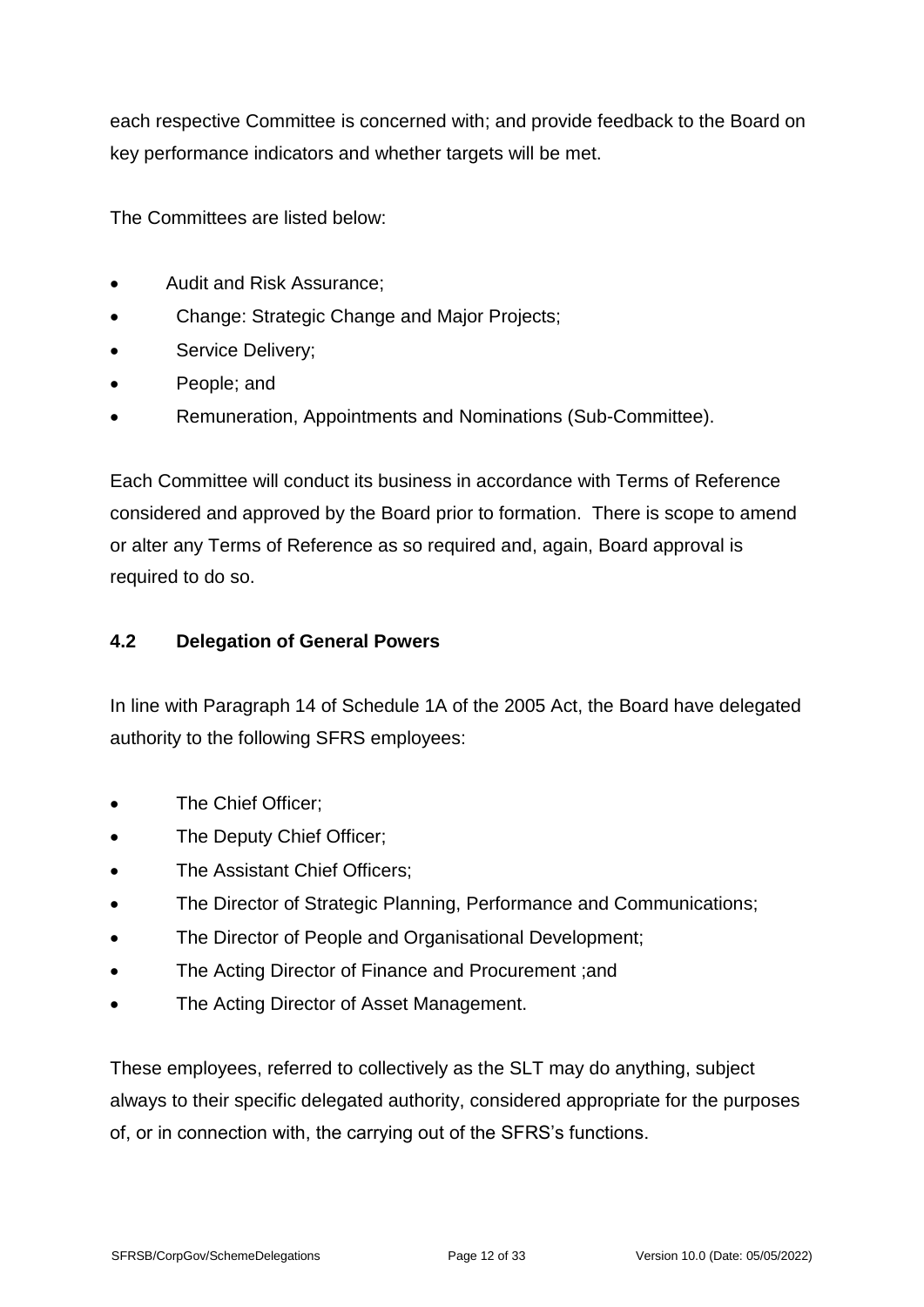each respective Committee is concerned with; and provide feedback to the Board on key performance indicators and whether targets will be met.

The Committees are listed below:

- Audit and Risk Assurance;
- Change: Strategic Change and Major Projects;
- Service Delivery;
- People; and
- Remuneration, Appointments and Nominations (Sub-Committee).

Each Committee will conduct its business in accordance with Terms of Reference considered and approved by the Board prior to formation. There is scope to amend or alter any Terms of Reference as so required and, again, Board approval is required to do so.

### 4.2 Delegation of General Powers

In line with Paragraph 14 of Schedule 1A of the 2005 Act, the Board have delegated authority to the following SFRS employees:

- The Chief Officer;
- The Deputy Chief Officer;
- The Assistant Chief Officers;
- The Director of Strategic Planning, Performance and Communications;
- The Director of People and Organisational Development;
- The Acting Director of Finance and Procurement ;and
- The Acting Director of Asset Management.

These employees, referred to collectively as the SLT may do anything, subject always to their specific delegated authority, considered appropriate for the purposes of, or in connection with, the carrying out of the SFRS's functions.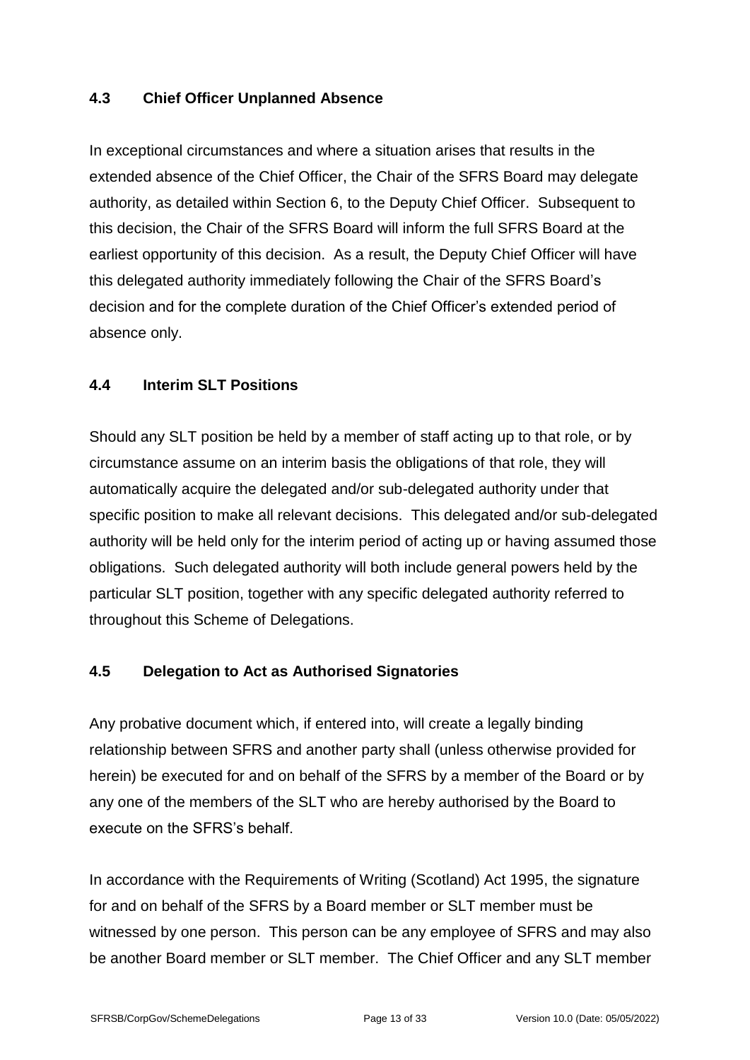### 4.3 Chief Officer Unplanned Absence

In exceptional circumstances and where a situation arises that results in the extended absence of the Chief Officer, the Chair of the SFRS Board may delegate authority, as detailed within Section 6, to the Deputy Chief Officer. Subsequent to this decision, the Chair of the SFRS Board will inform the full SFRS Board at the earliest opportunity of this decision. As a result, the Deputy Chief Officer will have this delegated authority immediately following the Chair of the SFRS Board's decision and for the complete duration of the Chief Officer's extended period of absence only.

### 4.4 Interim SLT Positions

Should any SLT position be held by a member of staff acting up to that role, or by circumstance assume on an interim basis the obligations of that role, they will automatically acquire the delegated and/or sub-delegated authority under that specific position to make all relevant decisions. This delegated and/or sub-delegated authority will be held only for the interim period of acting up or having assumed those obligations. Such delegated authority will both include general powers held by the particular SLT position, together with any specific delegated authority referred to throughout this Scheme of Delegations.

### 4.5 Delegation to Act as Authorised Signatories

Any probative document which, if entered into, will create a legally binding relationship between SFRS and another party shall (unless otherwise provided for herein) be executed for and on behalf of the SFRS by a member of the Board or by any one of the members of the SLT who are hereby authorised by the Board to execute on the SFRS's behalf.

In accordance with the Requirements of Writing (Scotland) Act 1995, the signature for and on behalf of the SFRS by a Board member or SLT member must be witnessed by one person. This person can be any employee of SFRS and may also be another Board member or SLT member. The Chief Officer and any SLT member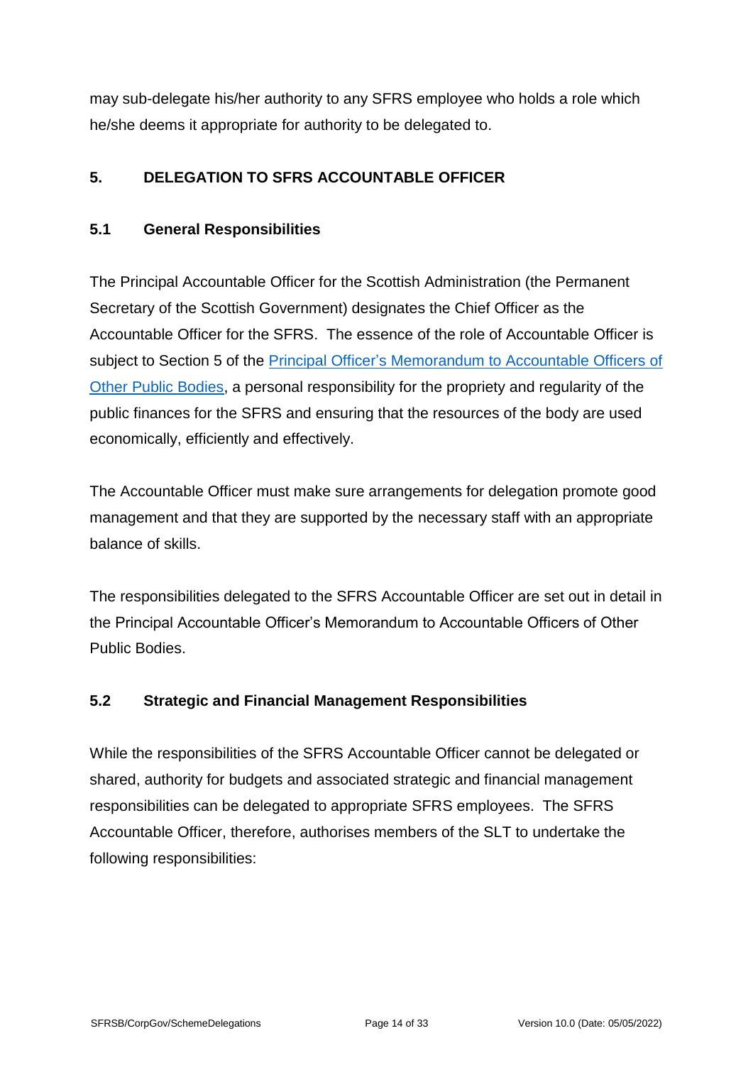may sub-delegate his/her authority to any SFRS employee who holds a role which he/she deems it appropriate for authority to be delegated to.

## 5. DELEGATION TO SFRS ACCOUNTABLE OFFICER

### 5.1 General Responsibilities

The Principal Accountable Officer for the Scottish Administration (the Permanent Secretary of the Scottish Government) designates the Chief Officer as the Accountable Officer for the SFRS. The essence of the role of Accountable Officer is subject to Section 5 of the Principal Officer's Memorandum to Accountable Officers of Other Public Bodies, a personal responsibility for the propriety and regularity of the public finances for the SFRS and ensuring that the resources of the body are used economically, efficiently and effectively.

The Accountable Officer must make sure arrangements for delegation promote good management and that they are supported by the necessary staff with an appropriate balance of skills.

The responsibilities delegated to the SFRS Accountable Officer are set out in detail in the Principal Accountable Officer's Memorandum to Accountable Officers of Other Public Bodies.

### 5.2 Strategic and Financial Management Responsibilities

While the responsibilities of the SFRS Accountable Officer cannot be delegated or shared, authority for budgets and associated strategic and financial management responsibilities can be delegated to appropriate SFRS employees. The SFRS Accountable Officer, therefore, authorises members of the SLT to undertake the following responsibilities: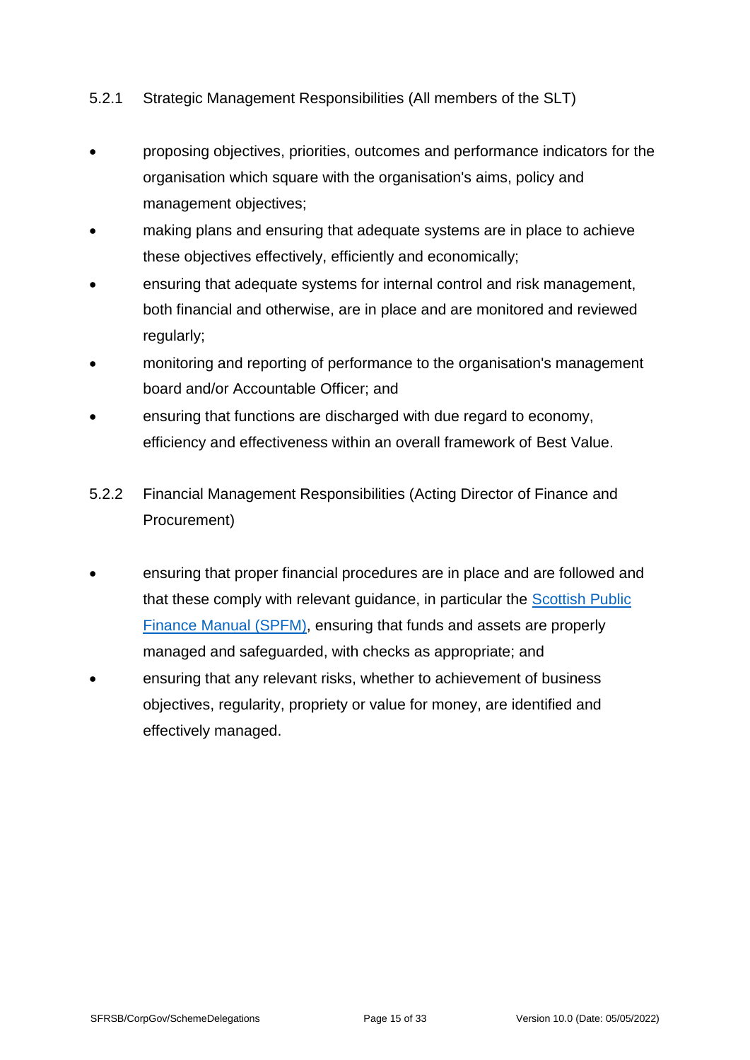#### 5.2.1 Strategic Management Responsibilities (All members of the SLT)

- proposing objectives, priorities, outcomes and performance indicators for the organisation which square with the organisation's aims, policy and management objectives;
- making plans and ensuring that adequate systems are in place to achieve these objectives effectively, efficiently and economically;
- ensuring that adequate systems for internal control and risk management, both financial and otherwise, are in place and are monitored and reviewed regularly;
- monitoring and reporting of performance to the organisation's management board and/or Accountable Officer; and
- ensuring that functions are discharged with due regard to economy, efficiency and effectiveness within an overall framework of Best Value.

#### 5.2.2 Financial Management Responsibilities (Acting Director of Finance and Procurement)

- ensuring that proper financial procedures are in place and are followed and that these comply with relevant guidance, in particular the Scottish Public Finance Manual (SPFM), ensuring that funds and assets are properly managed and safeguarded, with checks as appropriate; and
- ensuring that any relevant risks, whether to achievement of business objectives, regularity, propriety or value for money, are identified and effectively managed.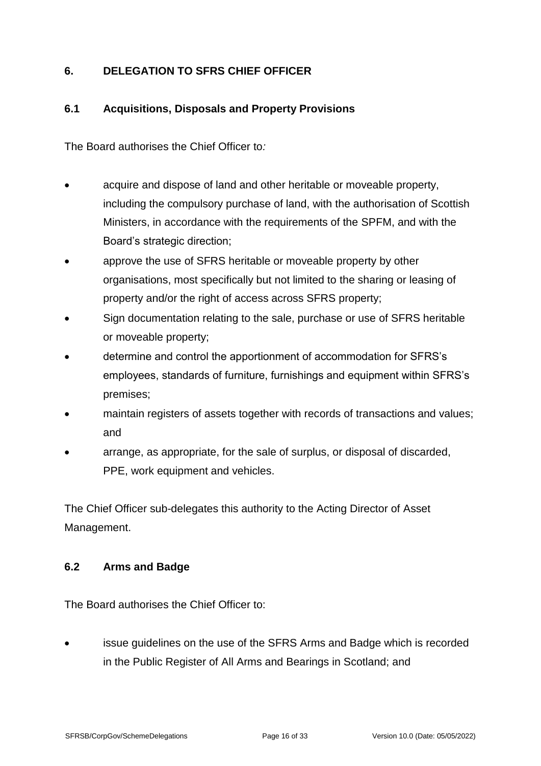## 6. DELEGATION TO SFRS CHIEF OFFICER

### 6.1 Acquisitions, Disposals and Property Provisions

The Board authorises the Chief Officer to*:*

- acquire and dispose of land and other heritable or moveable property, including the compulsory purchase of land, with the authorisation of Scottish Ministers, in accordance with the requirements of the SPFM, and with the Board's strategic direction;
- approve the use of SFRS heritable or moveable property by other organisations, most specifically but not limited to the sharing or leasing of property and/or the right of access across SFRS property;
- Sign documentation relating to the sale, purchase or use of SFRS heritable or moveable property;
- determine and control the apportionment of accommodation for SFRS's employees, standards of furniture, furnishings and equipment within SFRS's premises;
- maintain registers of assets together with records of transactions and values; and
- arrange, as appropriate, for the sale of surplus, or disposal of discarded, PPE, work equipment and vehicles.

The Chief Officer sub-delegates this authority to the Acting Director of Asset Management.

### 6.2 Arms and Badge

The Board authorises the Chief Officer to:

- issue guidelines on the use of the SFRS Arms and Badge which is recorded in the Public Register of All Arms and Bearings in Scotland; and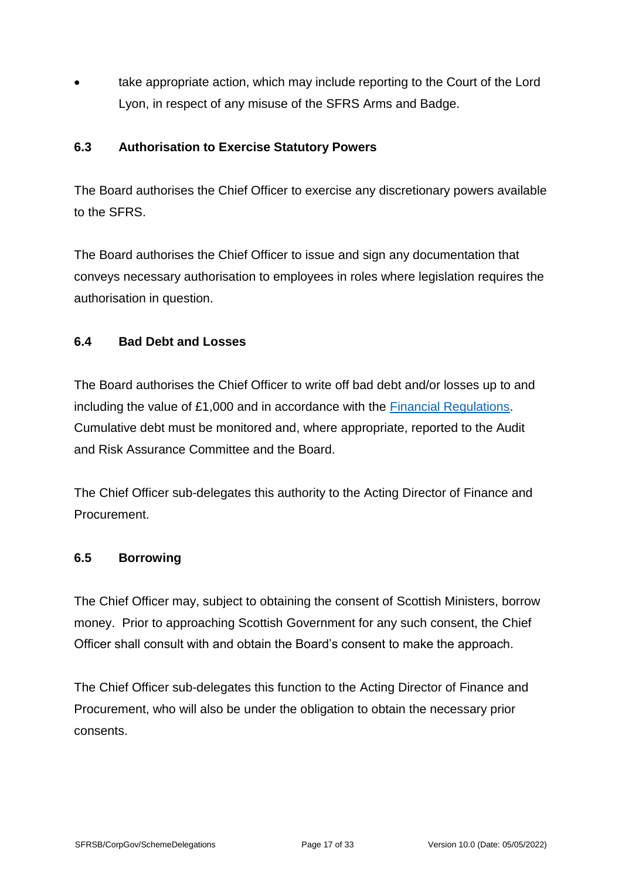- take appropriate action, which may include reporting to the Court of the Lord Lyon, in respect of any misuse of the SFRS Arms and Badge.

### 6.3 Authorisation to Exercise Statutory Powers

The Board authorises the Chief Officer to exercise any discretionary powers available to the SFRS.

The Board authorises the Chief Officer to issue and sign any documentation that conveys necessary authorisation to employees in roles where legislation requires the authorisation in question.

### 6.4 Bad Debt and Losses

The Board authorises the Chief Officer to write off bad debt and/or losses up to and including the value of £1,000 and in accordance with the Financial Regulations. Cumulative debt must be monitored and, where appropriate, reported to the Audit and Risk Assurance Committee and the Board.

The Chief Officer sub-delegates this authority to the Acting Director of Finance and Procurement.

### 6.5 Borrowing

The Chief Officer may, subject to obtaining the consent of Scottish Ministers, borrow money. Prior to approaching Scottish Government for any such consent, the Chief Officer shall consult with and obtain the Board's consent to make the approach.

The Chief Officer sub-delegates this function to the Acting Director of Finance and Procurement, who will also be under the obligation to obtain the necessary prior consents.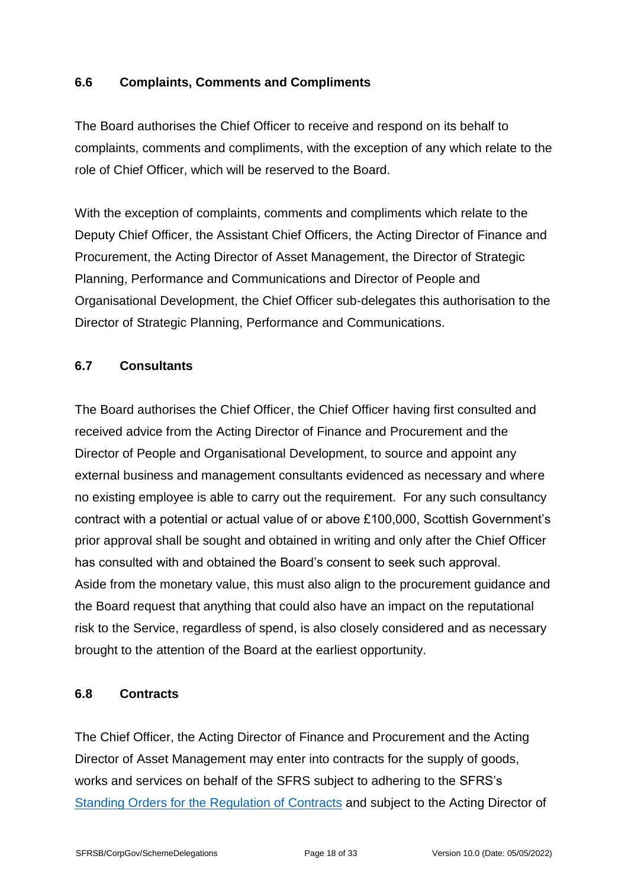### 6.6 Complaints, Comments and Compliments

The Board authorises the Chief Officer to receive and respond on its behalf to complaints, comments and compliments, with the exception of any which relate to the role of Chief Officer, which will be reserved to the Board.

With the exception of complaints, comments and compliments which relate to the Deputy Chief Officer, the Assistant Chief Officers, the Acting Director of Finance and Procurement, the Acting Director of Asset Management, the Director of Strategic Planning, Performance and Communications and Director of People and Organisational Development, the Chief Officer sub-delegates this authorisation to the Director of Strategic Planning, Performance and Communications.

### 6.7 Consultants

The Board authorises the Chief Officer, the Chief Officer having first consulted and received advice from the Acting Director of Finance and Procurement and the Director of People and Organisational Development, to source and appoint any external business and management consultants evidenced as necessary and where no existing employee is able to carry out the requirement. For any such consultancy contract with a potential or actual value of or above £100,000, Scottish Government's prior approval shall be sought and obtained in writing and only after the Chief Officer has consulted with and obtained the Board's consent to seek such approval. Aside from the monetary value, this must also align to the procurement guidance and the Board request that anything that could also have an impact on the reputational risk to the Service, regardless of spend, is also closely considered and as necessary brought to the attention of the Board at the earliest opportunity.

### 6.8 Contracts

The Chief Officer, the Acting Director of Finance and Procurement and the Acting Director of Asset Management may enter into contracts for the supply of goods, works and services on behalf of the SFRS subject to adhering to the SFRS's [Standing Orders for the Regulation of Contracts]() and subject to the Acting Director of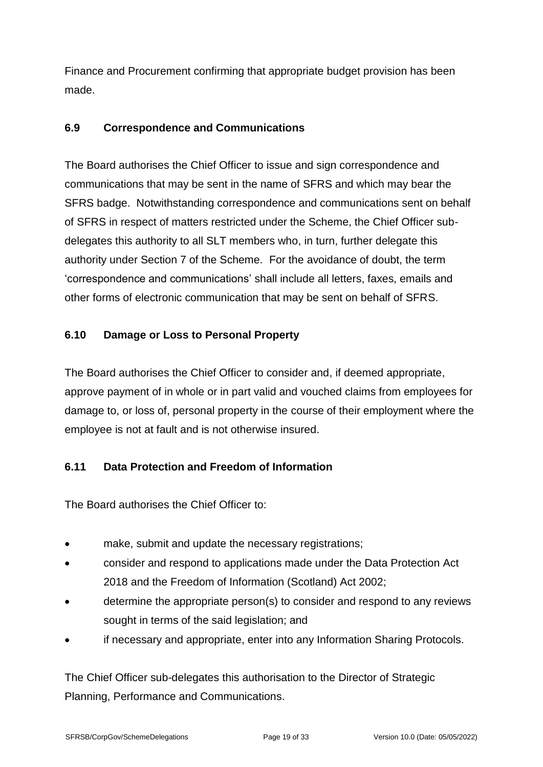Finance and Procurement confirming that appropriate budget provision has been made.

### 6.9 Correspondence and Communications

The Board authorises the Chief Officer to issue and sign correspondence and communications that may be sent in the name of SFRS and which may bear the SFRS badge. Notwithstanding correspondence and communications sent on behalf of SFRS in respect of matters restricted under the Scheme, the Chief Officer sub-delegates this authority to all SLT members who, in turn, further delegate this authority under Section 7 of the Scheme. For the avoidance of doubt, the term 'correspondence and communications' shall include all letters, faxes, emails and other forms of electronic communication that may be sent on behalf of SFRS.

### 6.10 Damage or Loss to Personal Property

The Board authorises the Chief Officer to consider and, if deemed appropriate, approve payment of in whole or in part valid and vouched claims from employees for damage to, or loss of, personal property in the course of their employment where the employee is not at fault and is not otherwise insured.

### 6.11 Data Protection and Freedom of Information

The Board authorises the Chief Officer to:

- make, submit and update the necessary registrations;
- consider and respond to applications made under the Data Protection Act 2018 and the Freedom of Information (Scotland) Act 2002;
- determine the appropriate person(s) to consider and respond to any reviews sought in terms of the said legislation; and
- if necessary and appropriate, enter into any Information Sharing Protocols.

The Chief Officer sub-delegates this authorisation to the Director of Strategic Planning, Performance and Communications.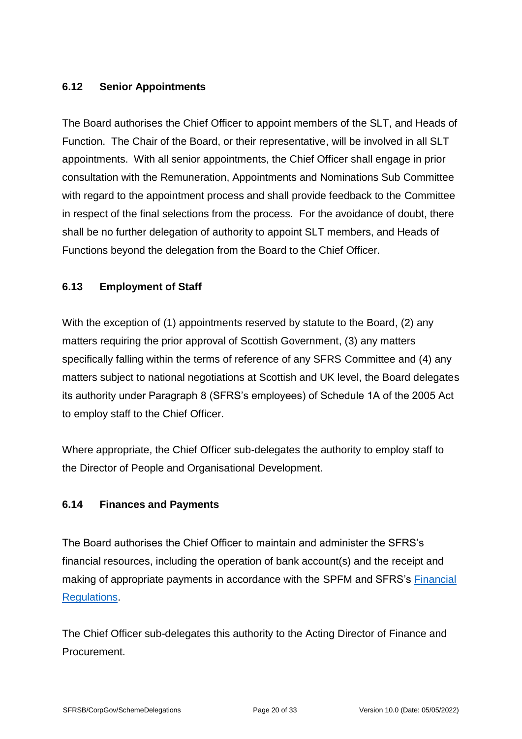### 6.12 Senior Appointments

The Board authorises the Chief Officer to appoint members of the SLT, and Heads of Function. The Chair of the Board, or their representative, will be involved in all SLT appointments. With all senior appointments, the Chief Officer shall engage in prior consultation with the Remuneration, Appointments and Nominations Sub Committee with regard to the appointment process and shall provide feedback to the Committee in respect of the final selections from the process. For the avoidance of doubt, there shall be no further delegation of authority to appoint SLT members, and Heads of Functions beyond the delegation from the Board to the Chief Officer.

### 6.13 Employment of Staff

With the exception of (1) appointments reserved by statute to the Board, (2) any matters requiring the prior approval of Scottish Government, (3) any matters specifically falling within the terms of reference of any SFRS Committee and (4) any matters subject to national negotiations at Scottish and UK level, the Board delegates its authority under Paragraph 8 (SFRS's employees) of Schedule 1A of the 2005 Act to employ staff to the Chief Officer.

Where appropriate, the Chief Officer sub-delegates the authority to employ staff to the Director of People and Organisational Development.

### 6.14 Finances and Payments

The Board authorises the Chief Officer to maintain and administer the SFRS's financial resources, including the operation of bank account(s) and the receipt and making of appropriate payments in accordance with the SPFM and SFRS's Financial Regulations.

The Chief Officer sub-delegates this authority to the Acting Director of Finance and Procurement.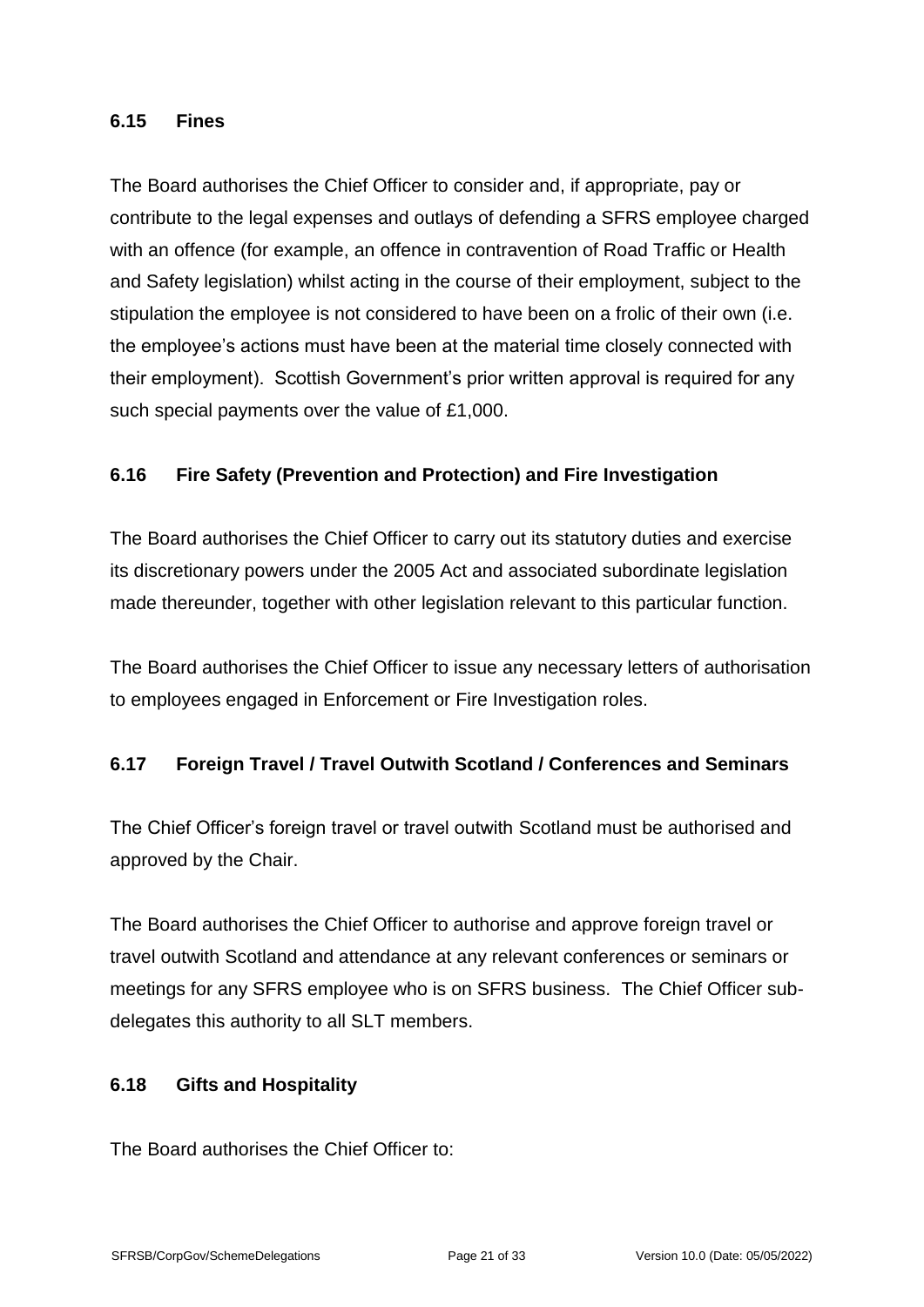### 6.15 Fines

The Board authorises the Chief Officer to consider and, if appropriate, pay or contribute to the legal expenses and outlays of defending a SFRS employee charged with an offence (for example, an offence in contravention of Road Traffic or Health and Safety legislation) whilst acting in the course of their employment, subject to the stipulation the employee is not considered to have been on a frolic of their own (i.e. the employee's actions must have been at the material time closely connected with their employment). Scottish Government's prior written approval is required for any such special payments over the value of £1,000.

### 6.16 Fire Safety (Prevention and Protection) and Fire Investigation

The Board authorises the Chief Officer to carry out its statutory duties and exercise its discretionary powers under the 2005 Act and associated subordinate legislation made thereunder, together with other legislation relevant to this particular function.

The Board authorises the Chief Officer to issue any necessary letters of authorisation to employees engaged in Enforcement or Fire Investigation roles.

### 6.17 Foreign Travel / Travel Outwith Scotland / Conferences and Seminars

The Chief Officer's foreign travel or travel outwith Scotland must be authorised and approved by the Chair.

The Board authorises the Chief Officer to authorise and approve foreign travel or travel outwith Scotland and attendance at any relevant conferences or seminars or meetings for any SFRS employee who is on SFRS business. The Chief Officer sub-delegates this authority to all SLT members.

### 6.18 Gifts and Hospitality

The Board authorises the Chief Officer to: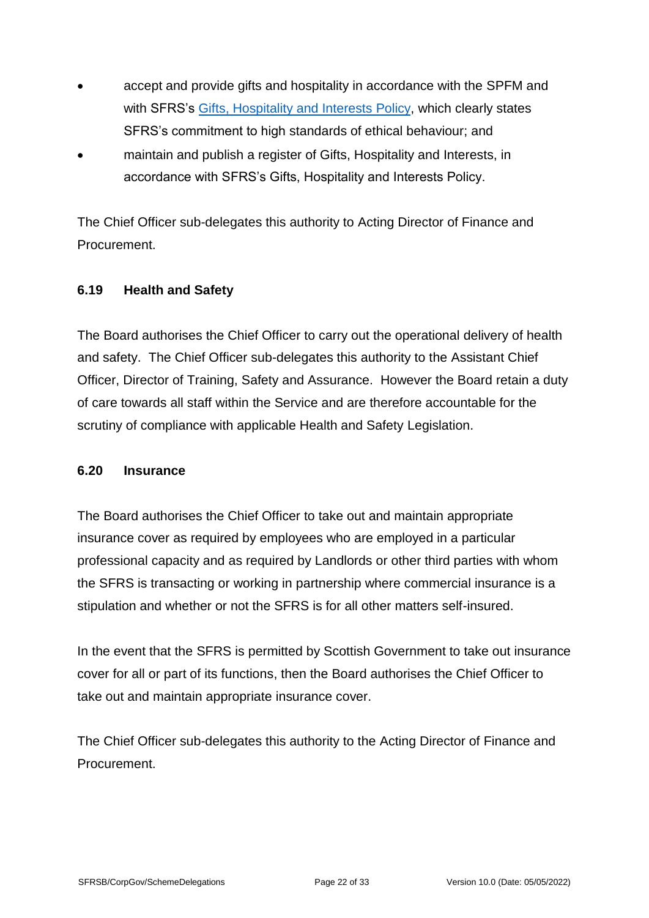- accept and provide gifts and hospitality in accordance with the SPFM and with SFRS's [Gifts, Hospitality and Interests Policy](), which clearly states SFRS's commitment to high standards of ethical behaviour; and
- maintain and publish a register of Gifts, Hospitality and Interests, in accordance with SFRS's Gifts, Hospitality and Interests Policy.

The Chief Officer sub-delegates this authority to Acting Director of Finance and Procurement.

### 6.19 Health and Safety

The Board authorises the Chief Officer to carry out the operational delivery of health and safety. The Chief Officer sub-delegates this authority to the Assistant Chief Officer, Director of Training, Safety and Assurance. However the Board retain a duty of care towards all staff within the Service and are therefore accountable for the scrutiny of compliance with applicable Health and Safety Legislation.

### 6.20 Insurance

The Board authorises the Chief Officer to take out and maintain appropriate insurance cover as required by employees who are employed in a particular professional capacity and as required by Landlords or other third parties with whom the SFRS is transacting or working in partnership where commercial insurance is a stipulation and whether or not the SFRS is for all other matters self-insured.

In the event that the SFRS is permitted by Scottish Government to take out insurance cover for all or part of its functions, then the Board authorises the Chief Officer to take out and maintain appropriate insurance cover.

The Chief Officer sub-delegates this authority to the Acting Director of Finance and Procurement.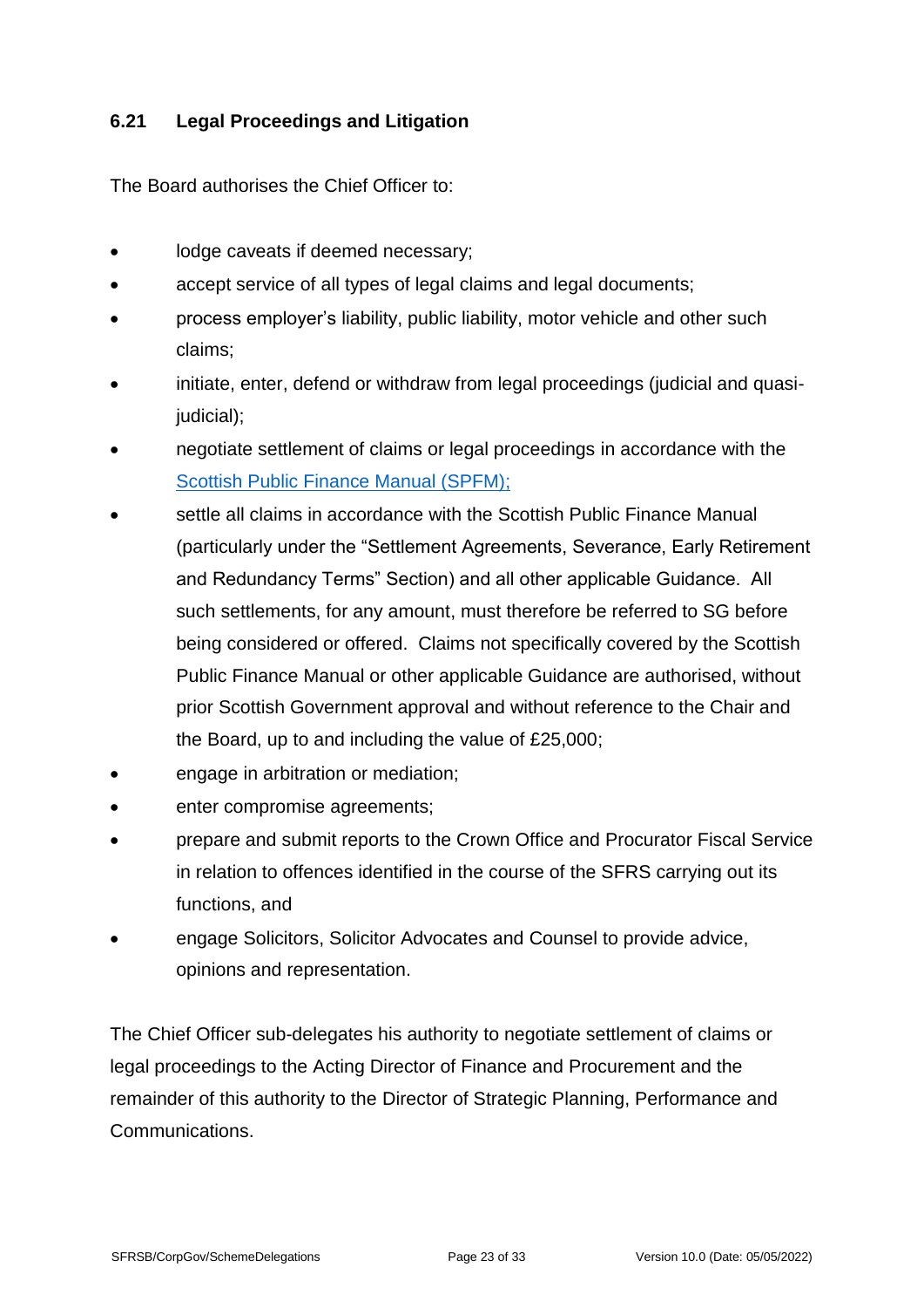### 6.21 Legal Proceedings and Litigation

The Board authorises the Chief Officer to:

- lodge caveats if deemed necessary;
- accept service of all types of legal claims and legal documents;
- process employer's liability, public liability, motor vehicle and other such claims;
- initiate, enter, defend or withdraw from legal proceedings (judicial and quasi-judicial);
- negotiate settlement of claims or legal proceedings in accordance with the Scottish Public Finance Manual (SPFM);
- settle all claims in accordance with the Scottish Public Finance Manual (particularly under the "Settlement Agreements, Severance, Early Retirement and Redundancy Terms" Section) and all other applicable Guidance. All such settlements, for any amount, must therefore be referred to SG before being considered or offered. Claims not specifically covered by the Scottish Public Finance Manual or other applicable Guidance are authorised, without prior Scottish Government approval and without reference to the Chair and the Board, up to and including the value of £25,000;
- engage in arbitration or mediation;
- enter compromise agreements;
- prepare and submit reports to the Crown Office and Procurator Fiscal Service in relation to offences identified in the course of the SFRS carrying out its functions, and
- engage Solicitors, Solicitor Advocates and Counsel to provide advice, opinions and representation.

The Chief Officer sub-delegates his authority to negotiate settlement of claims or legal proceedings to the Acting Director of Finance and Procurement and the remainder of this authority to the Director of Strategic Planning, Performance and Communications.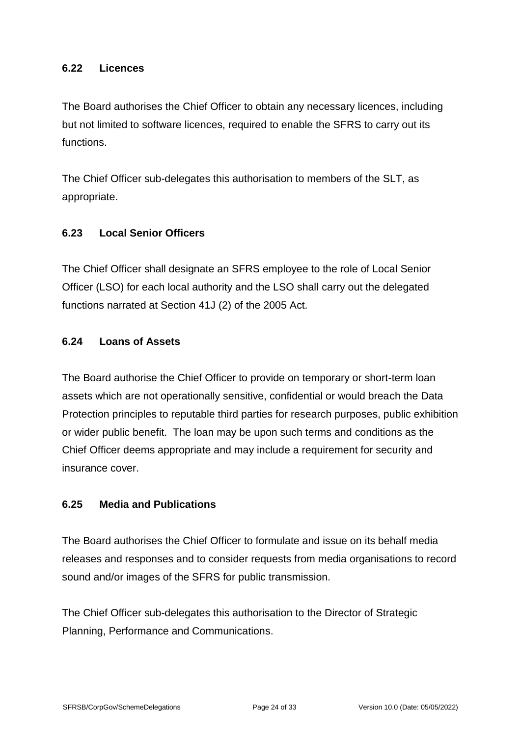### 6.22 Licences

The Board authorises the Chief Officer to obtain any necessary licences, including but not limited to software licences, required to enable the SFRS to carry out its functions.

The Chief Officer sub-delegates this authorisation to members of the SLT, as appropriate.

### 6.23 Local Senior Officers

The Chief Officer shall designate an SFRS employee to the role of Local Senior Officer (LSO) for each local authority and the LSO shall carry out the delegated functions narrated at Section 41J (2) of the 2005 Act.

### 6.24 Loans of Assets

The Board authorise the Chief Officer to provide on temporary or short-term loan assets which are not operationally sensitive, confidential or would breach the Data Protection principles to reputable third parties for research purposes, public exhibition or wider public benefit. The loan may be upon such terms and conditions as the Chief Officer deems appropriate and may include a requirement for security and insurance cover.

### 6.25 Media and Publications

The Board authorises the Chief Officer to formulate and issue on its behalf media releases and responses and to consider requests from media organisations to record sound and/or images of the SFRS for public transmission.

The Chief Officer sub-delegates this authorisation to the Director of Strategic Planning, Performance and Communications.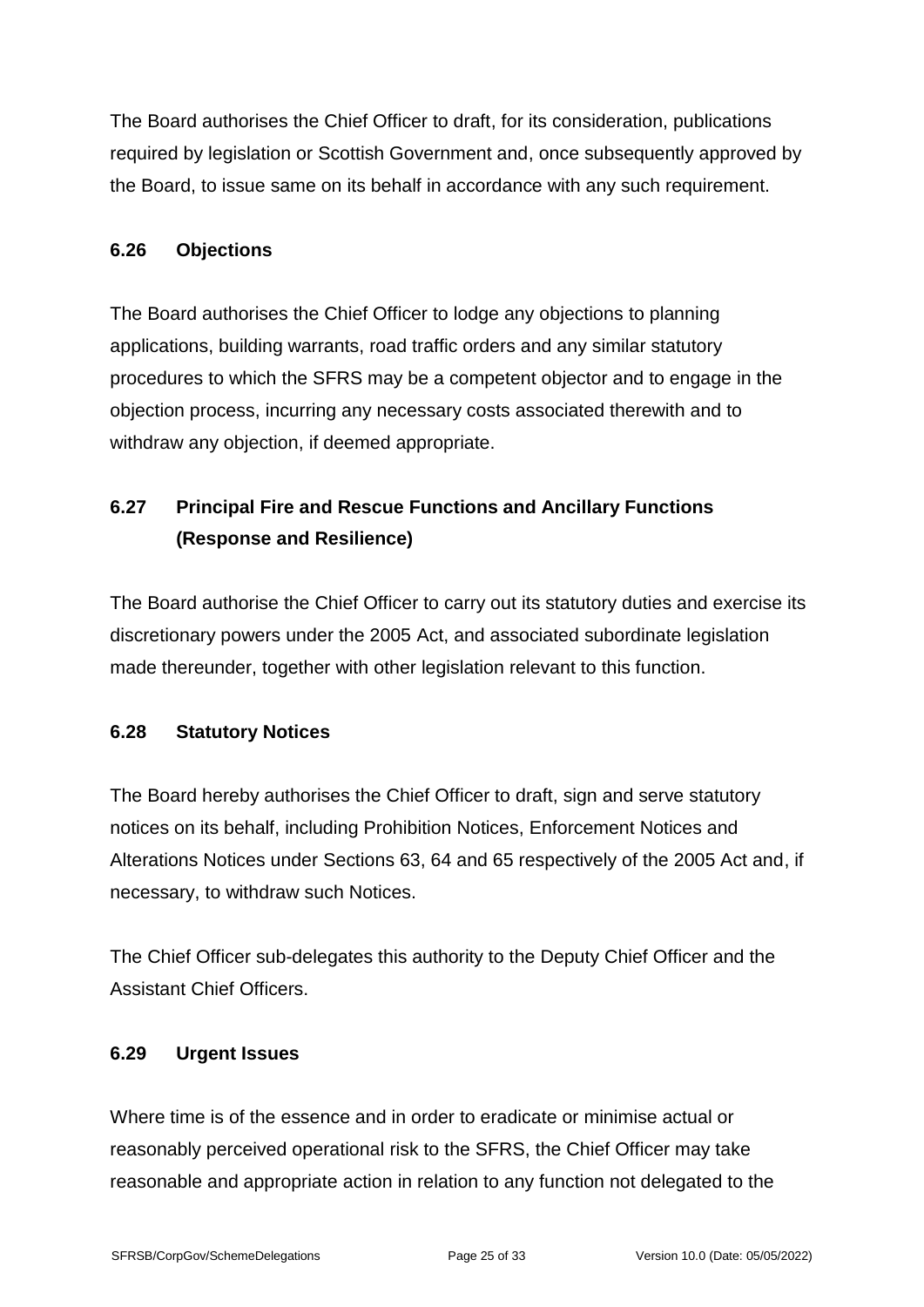The Board authorises the Chief Officer to draft, for its consideration, publications required by legislation or Scottish Government and, once subsequently approved by the Board, to issue same on its behalf in accordance with any such requirement.

### 6.26 Objections

The Board authorises the Chief Officer to lodge any objections to planning applications, building warrants, road traffic orders and any similar statutory procedures to which the SFRS may be a competent objector and to engage in the objection process, incurring any necessary costs associated therewith and to withdraw any objection, if deemed appropriate.

### 6.27 Principal Fire and Rescue Functions and Ancillary Functions (Response and Resilience)

The Board authorise the Chief Officer to carry out its statutory duties and exercise its discretionary powers under the 2005 Act, and associated subordinate legislation made thereunder, together with other legislation relevant to this function.

### 6.28 Statutory Notices

The Board hereby authorises the Chief Officer to draft, sign and serve statutory notices on its behalf, including Prohibition Notices, Enforcement Notices and Alterations Notices under Sections 63, 64 and 65 respectively of the 2005 Act and, if necessary, to withdraw such Notices.

The Chief Officer sub-delegates this authority to the Deputy Chief Officer and the Assistant Chief Officers.

### 6.29 Urgent Issues

Where time is of the essence and in order to eradicate or minimise actual or reasonably perceived operational risk to the SFRS, the Chief Officer may take reasonable and appropriate action in relation to any function not delegated to the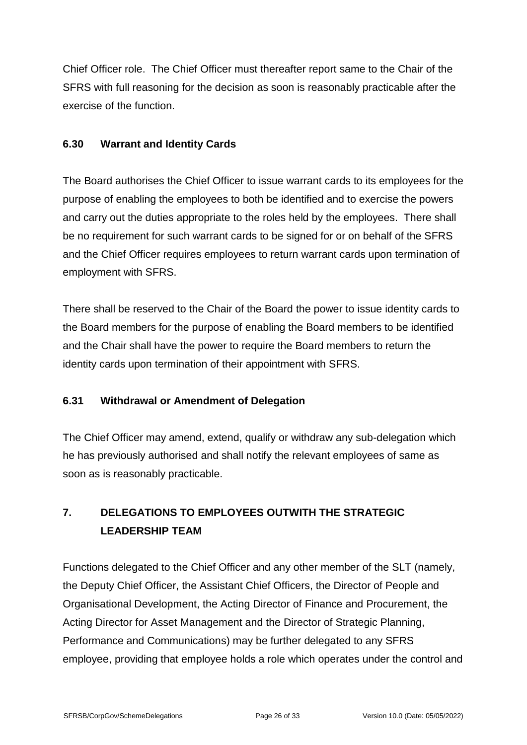Chief Officer role. The Chief Officer must thereafter report same to the Chair of the SFRS with full reasoning for the decision as soon is reasonably practicable after the exercise of the function.

### 6.30 Warrant and Identity Cards

The Board authorises the Chief Officer to issue warrant cards to its employees for the purpose of enabling the employees to both be identified and to exercise the powers and carry out the duties appropriate to the roles held by the employees. There shall be no requirement for such warrant cards to be signed for or on behalf of the SFRS and the Chief Officer requires employees to return warrant cards upon termination of employment with SFRS.

There shall be reserved to the Chair of the Board the power to issue identity cards to the Board members for the purpose of enabling the Board members to be identified and the Chair shall have the power to require the Board members to return the identity cards upon termination of their appointment with SFRS.

### 6.31 Withdrawal or Amendment of Delegation

The Chief Officer may amend, extend, qualify or withdraw any sub-delegation which he has previously authorised and shall notify the relevant employees of same as soon as is reasonably practicable.

## 7. DELEGATIONS TO EMPLOYEES OUTWITH THE STRATEGIC LEADERSHIP TEAM

Functions delegated to the Chief Officer and any other member of the SLT (namely, the Deputy Chief Officer, the Assistant Chief Officers, the Director of People and Organisational Development, the Acting Director of Finance and Procurement, the Acting Director for Asset Management and the Director of Strategic Planning, Performance and Communications) may be further delegated to any SFRS employee, providing that employee holds a role which operates under the control and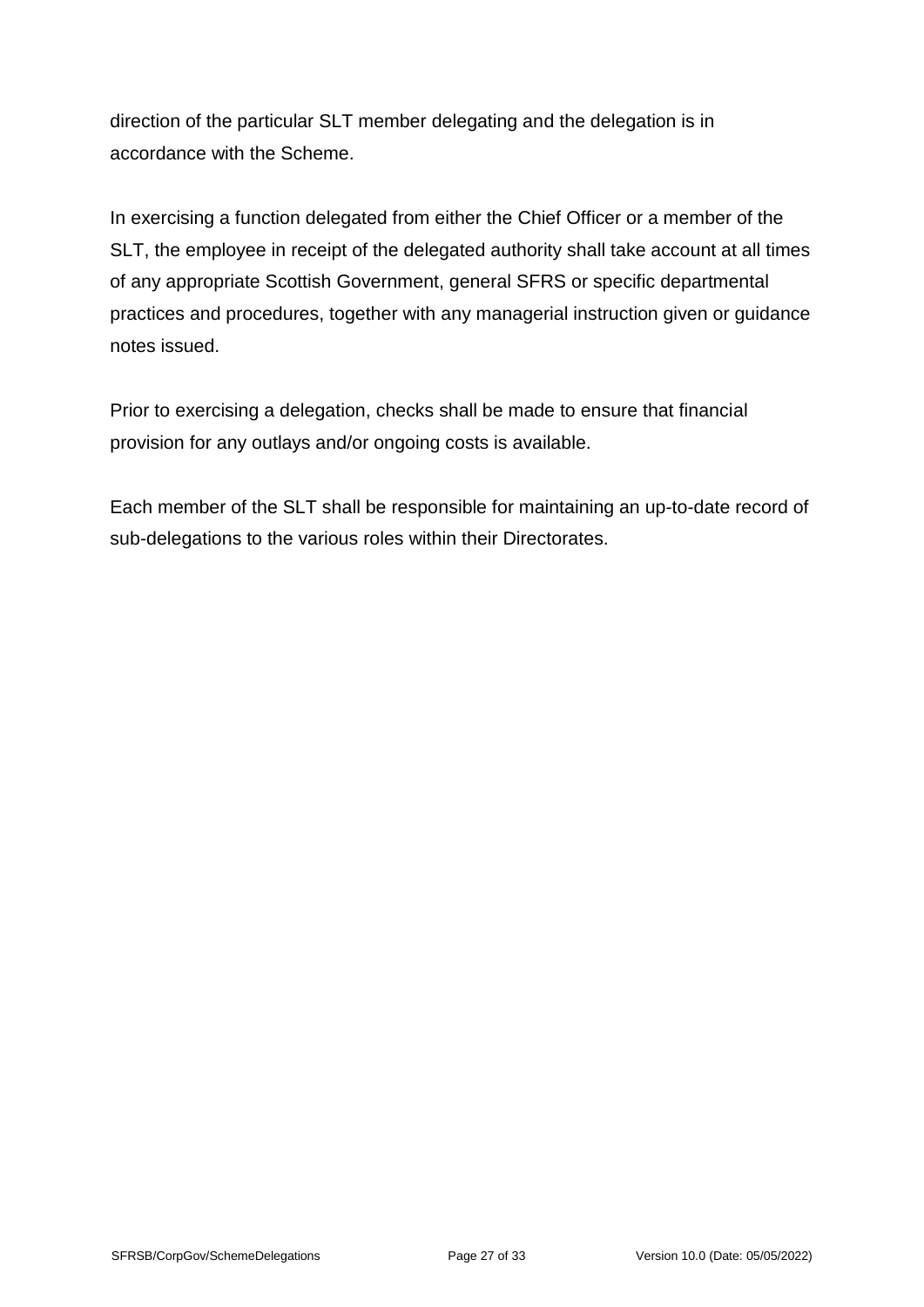direction of the particular SLT member delegating and the delegation is in accordance with the Scheme.

In exercising a function delegated from either the Chief Officer or a member of the SLT, the employee in receipt of the delegated authority shall take account at all times of any appropriate Scottish Government, general SFRS or specific departmental practices and procedures, together with any managerial instruction given or guidance notes issued.

Prior to exercising a delegation, checks shall be made to ensure that financial provision for any outlays and/or ongoing costs is available.

Each member of the SLT shall be responsible for maintaining an up-to-date record of sub-delegations to the various roles within their Directorates.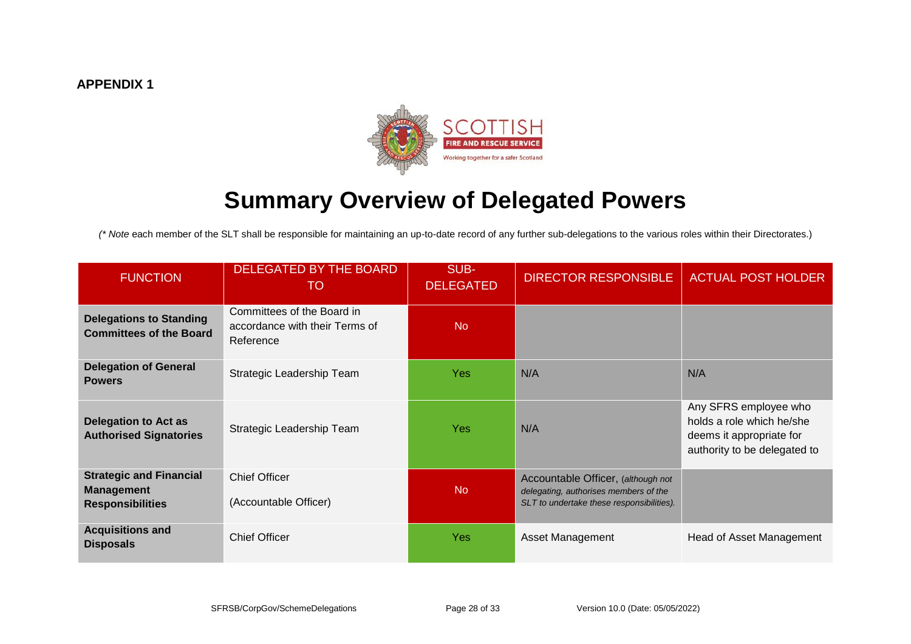**APPENDIX 1**

# Summary Overview of Delegated Powers

*(\* Note* each member of the SLT shall be responsible for maintaining an up-to-date record of any further sub-delegations to the various roles within their Directorates.)

| FUNCTION | DELEGATED BY THE BOARD TO | SUB-DELEGATED | DIRECTOR RESPONSIBLE | ACTUAL POST HOLDER |
|---|---|---|---|---|
| **Delegations to Standing Committees of the Board** | Committees of the Board in accordance with their Terms of Reference | No | | |
| **Delegation of General Powers** | Strategic Leadership Team | Yes | N/A | N/A |
| **Delegation to Act as Authorised Signatories** | Strategic Leadership Team | Yes | N/A | Any SFRS employee who holds a role which he/she deems it appropriate for authority to be delegated to |
| **Strategic and Financial Management Responsibilities** | Chief Officer (Accountable Officer) | No | Accountable Officer, *(although not delegating, authorises members of the SLT to undertake these responsibilities).* | |
| **Acquisitions and Disposals** | Chief Officer | Yes | Asset Management | Head of Asset Management |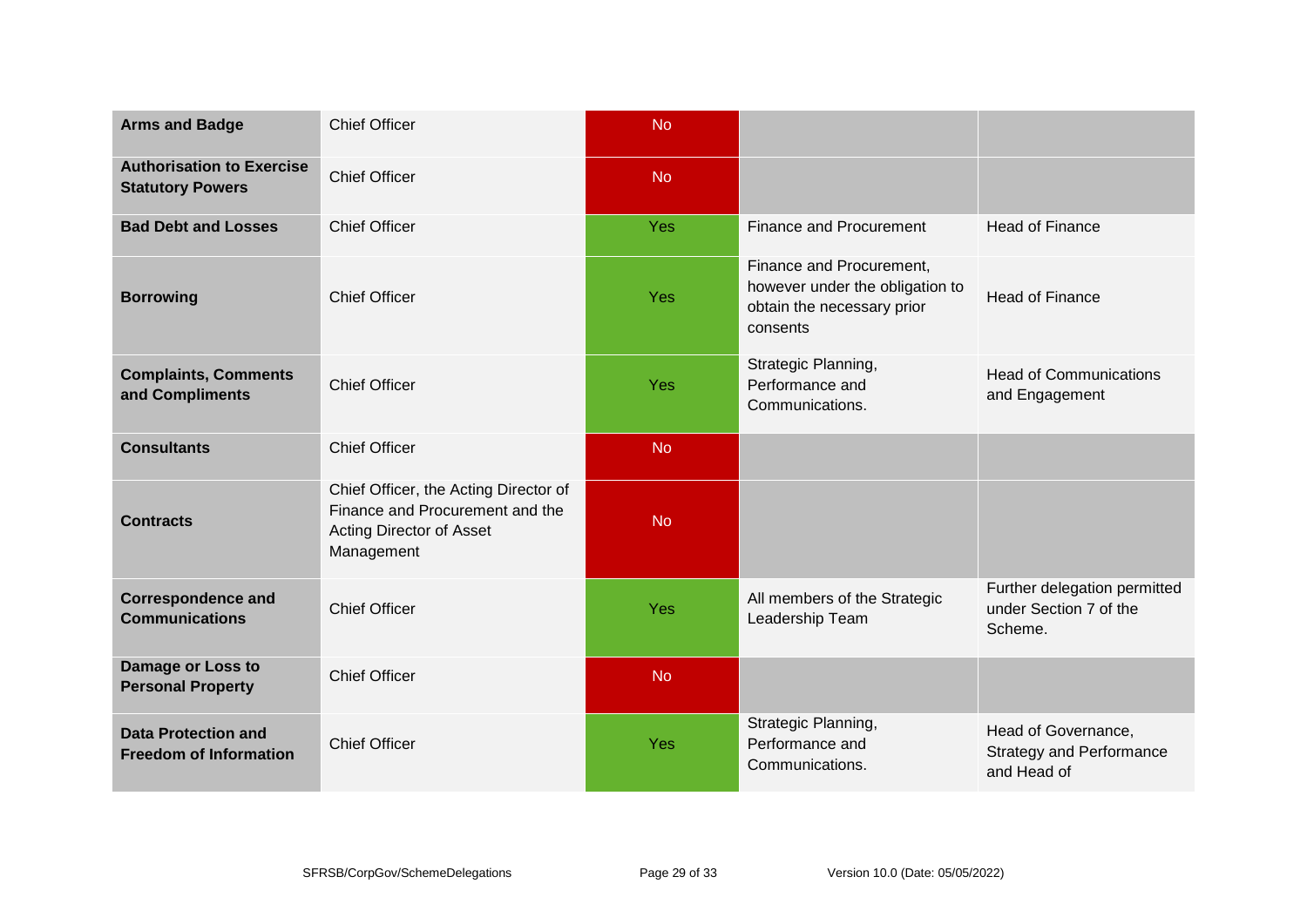| **Arms and Badge** | Chief Officer | No | | |
|---|---|---|---|---|
| **Authorisation to Exercise Statutory Powers** | Chief Officer | No | | |
| **Bad Debt and Losses** | Chief Officer | Yes | Finance and Procurement | Head of Finance |
| **Borrowing** | Chief Officer | Yes | Finance and Procurement, however under the obligation to obtain the necessary prior consents | Head of Finance |
| **Complaints, Comments and Compliments** | Chief Officer | Yes | Strategic Planning, Performance and Communications. | Head of Communications and Engagement |
| **Consultants** | Chief Officer | No | | |
| **Contracts** | Chief Officer, the Acting Director of Finance and Procurement and the Acting Director of Asset Management | No | | |
| **Correspondence and Communications** | Chief Officer | Yes | All members of the Strategic Leadership Team | Further delegation permitted under Section 7 of the Scheme. |
| **Damage or Loss to Personal Property** | Chief Officer | No | | |
| **Data Protection and Freedom of Information** | Chief Officer | Yes | Strategic Planning, Performance and Communications. | Head of Governance, Strategy and Performance and Head of |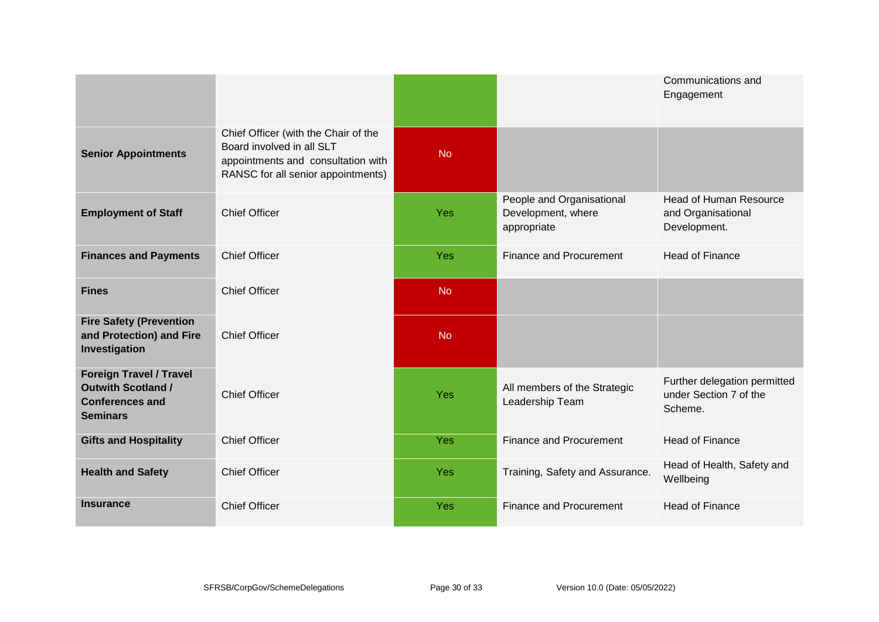| | | | | |
|---|---|---|---|---|
| | | | | Communications and Engagement |
| **Senior Appointments** | Chief Officer (with the Chair of the Board involved in all SLT appointments and consultation with RANSC for all senior appointments) | No | | |
| **Employment of Staff** | Chief Officer | Yes | People and Organisational Development, where appropriate | Head of Human Resource and Organisational Development. |
| **Finances and Payments** | Chief Officer | Yes | Finance and Procurement | Head of Finance |
| **Fines** | Chief Officer | No | | |
| **Fire Safety (Prevention and Protection) and Fire Investigation** | Chief Officer | No | | |
| **Foreign Travel / Travel Outwith Scotland / Conferences and Seminars** | Chief Officer | Yes | All members of the Strategic Leadership Team | Further delegation permitted under Section 7 of the Scheme. |
| **Gifts and Hospitality** | Chief Officer | Yes | Finance and Procurement | Head of Finance |
| **Health and Safety** | Chief Officer | Yes | Training, Safety and Assurance. | Head of Health, Safety and Wellbeing |
| **Insurance** | Chief Officer | Yes | Finance and Procurement | Head of Finance |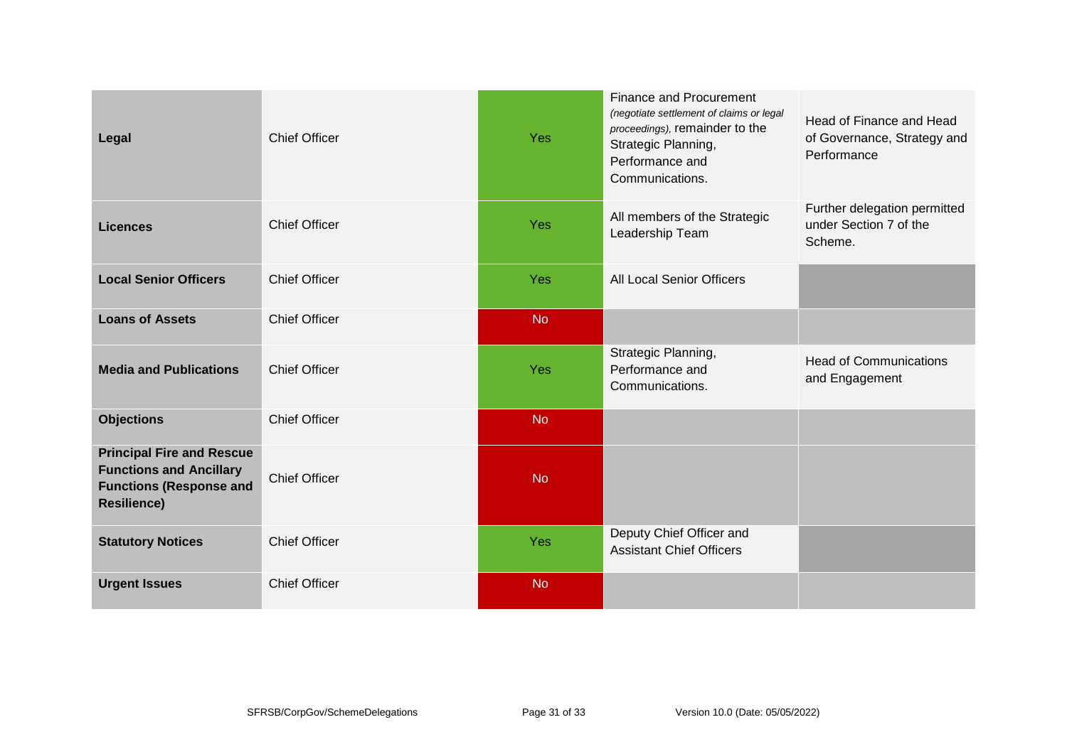| | | | | |
|---|---|---|---|---|
| **Legal** | Chief Officer | Yes | Finance and Procurement *(negotiate settlement of claims or legal proceedings)*, remainder to the Strategic Planning, Performance and Communications. | Head of Finance and Head of Governance, Strategy and Performance |
| **Licences** | Chief Officer | Yes | All members of the Strategic Leadership Team | Further delegation permitted under Section 7 of the Scheme. |
| **Local Senior Officers** | Chief Officer | Yes | All Local Senior Officers | |
| **Loans of Assets** | Chief Officer | No | | |
| **Media and Publications** | Chief Officer | Yes | Strategic Planning, Performance and Communications. | Head of Communications and Engagement |
| **Objections** | Chief Officer | No | | |
| **Principal Fire and Rescue Functions and Ancillary Functions (Response and Resilience)** | Chief Officer | No | | |
| **Statutory Notices** | Chief Officer | Yes | Deputy Chief Officer and Assistant Chief Officers | |
| **Urgent Issues** | Chief Officer | No | | |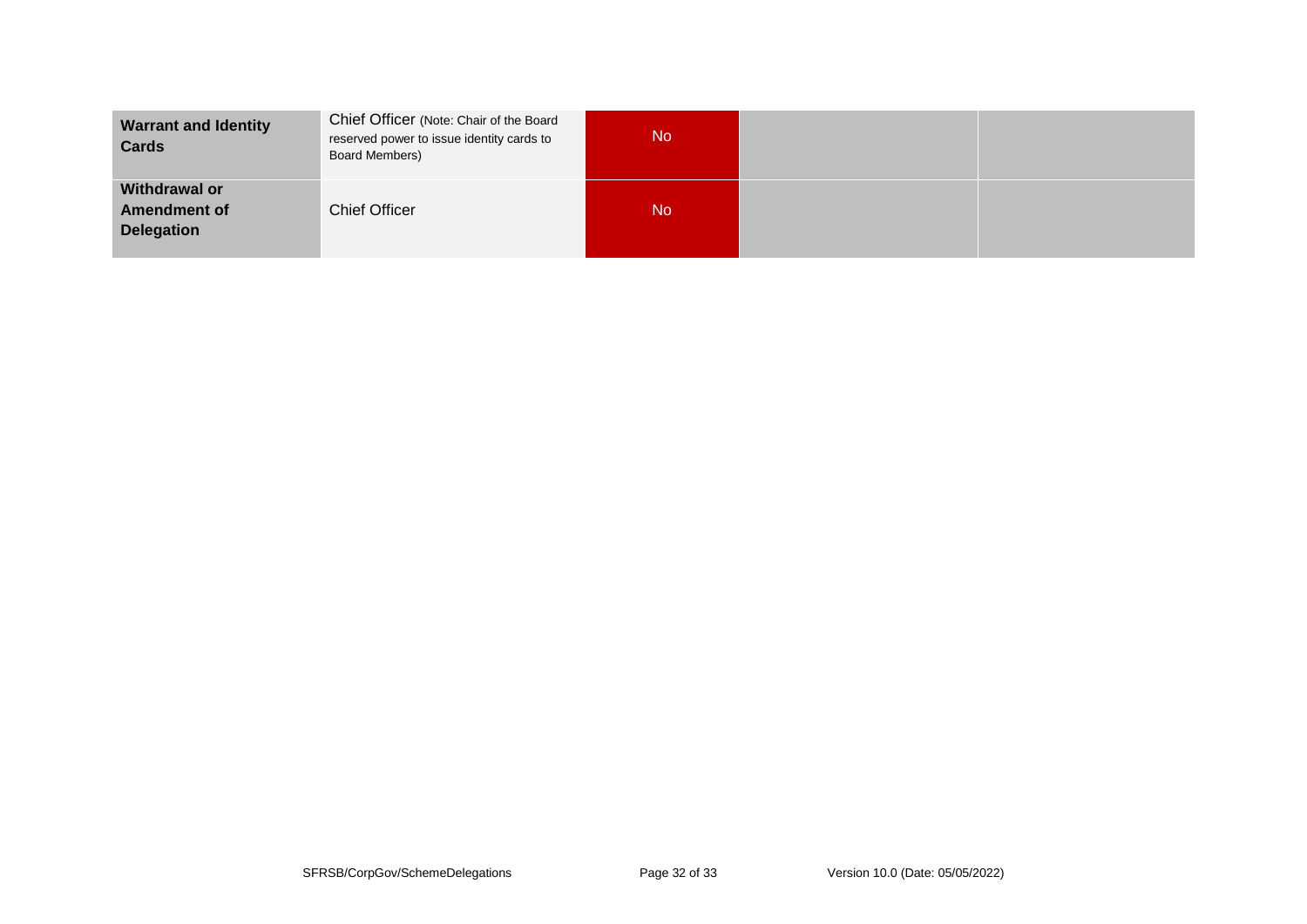| | | | | |
|---|---|---|---|---|
| **Warrant and Identity Cards** | Chief Officer (Note: Chair of the Board reserved power to issue identity cards to Board Members) | No | | |
| **Withdrawal or Amendment of Delegation** | Chief Officer | No | | |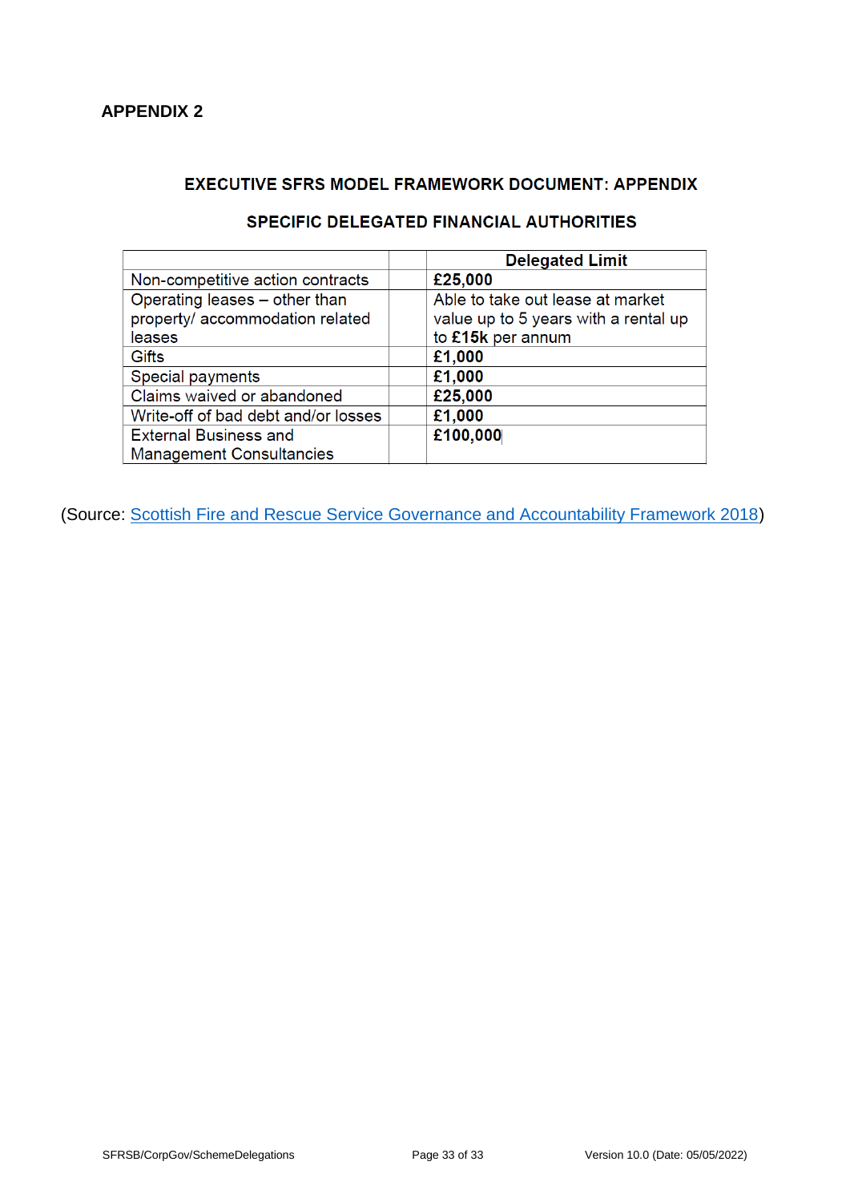**APPENDIX 2**

## EXECUTIVE SFRS MODEL FRAMEWORK DOCUMENT: APPENDIX

## SPECIFIC DELEGATED FINANCIAL AUTHORITIES

| | | Delegated Limit |
|---|---|---|
| Non-competitive action contracts | | **£25,000** |
| Operating leases – other than property/ accommodation related leases | | Able to take out lease at market value up to 5 years with a rental up to **£15k** per annum |
| Gifts | | **£1,000** |
| Special payments | | **£1,000** |
| Claims waived or abandoned | | **£25,000** |
| Write-off of bad debt and/or losses | | **£1,000** |
| External Business and Management Consultancies | | **£100,000** |

(Source: Scottish Fire and Rescue Service Governance and Accountability Framework 2018)